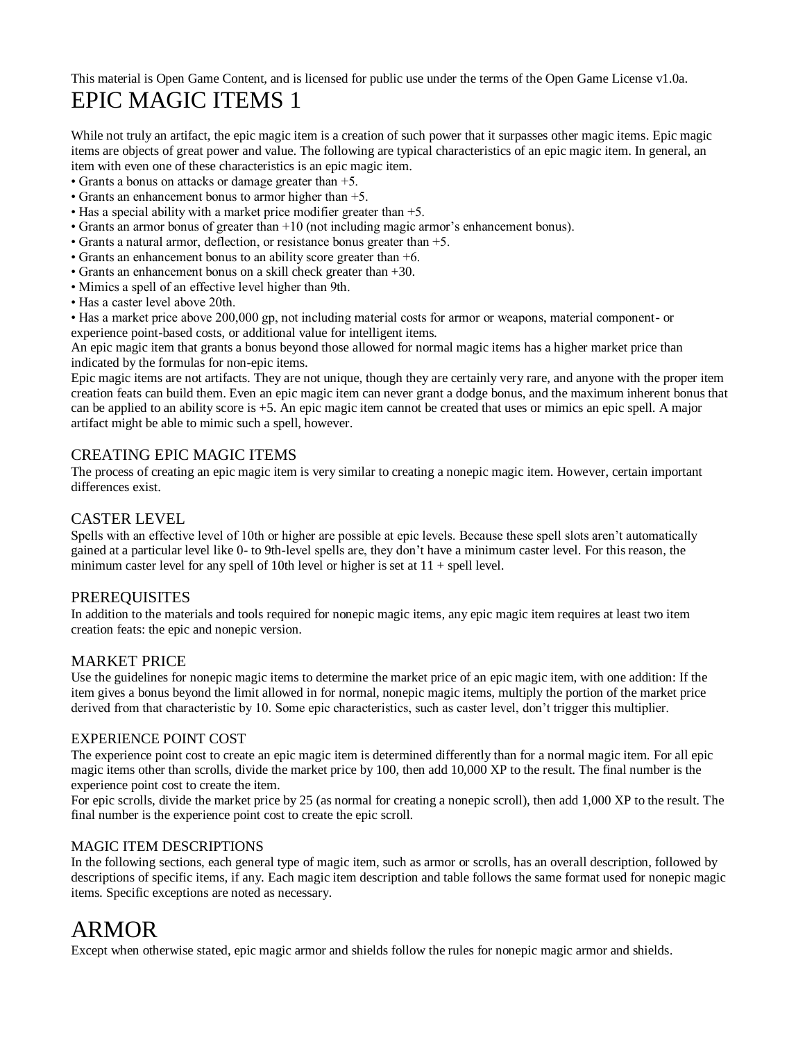This material is Open Game Content, and is licensed for public use under the terms of the Open Game License v1.0a.

# EPIC MAGIC ITEMS 1

While not truly an artifact, the epic magic item is a creation of such power that it surpasses other magic items. Epic magic items are objects of great power and value. The following are typical characteristics of an epic magic item. In general, an item with even one of these characteristics is an epic magic item.

- Grants a bonus on attacks or damage greater than +5.
- Grants an enhancement bonus to armor higher than +5.
- Has a special ability with a market price modifier greater than +5.
- Grants an armor bonus of greater than +10 (not including magic armor's enhancement bonus).
- Grants a natural armor, deflection, or resistance bonus greater than +5.
- Grants an enhancement bonus to an ability score greater than +6.
- Grants an enhancement bonus on a skill check greater than +30.
- Mimics a spell of an effective level higher than 9th.
- Has a caster level above 20th.
- Has a market price above 200,000 gp, not including material costs for armor or weapons, material component- or experience point-based costs, or additional value for intelligent items.

An epic magic item that grants a bonus beyond those allowed for normal magic items has a higher market price than indicated by the formulas for non-epic items.

Epic magic items are not artifacts. They are not unique, though they are certainly very rare, and anyone with the proper item creation feats can build them. Even an epic magic item can never grant a dodge bonus, and the maximum inherent bonus that can be applied to an ability score is +5. An epic magic item cannot be created that uses or mimics an epic spell. A major artifact might be able to mimic such a spell, however.

## CREATING EPIC MAGIC ITEMS

The process of creating an epic magic item is very similar to creating a nonepic magic item. However, certain important differences exist.

## CASTER LEVEL

Spells with an effective level of 10th or higher are possible at epic levels. Because these spell slots aren't automatically gained at a particular level like 0- to 9th-level spells are, they don't have a minimum caster level. For this reason, the minimum caster level for any spell of 10th level or higher is set at 11 + spell level.

## PREREQUISITES

In addition to the materials and tools required for nonepic magic items, any epic magic item requires at least two item creation feats: the epic and nonepic version.

## MARKET PRICE

Use the guidelines for nonepic magic items to determine the market price of an epic magic item, with one addition: If the item gives a bonus beyond the limit allowed in for normal, nonepic magic items, multiply the portion of the market price derived from that characteristic by 10. Some epic characteristics, such as caster level, don't trigger this multiplier.

### EXPERIENCE POINT COST

The experience point cost to create an epic magic item is determined differently than for a normal magic item. For all epic magic items other than scrolls, divide the market price by 100, then add 10,000 XP to the result. The final number is the experience point cost to create the item.

For epic scrolls, divide the market price by 25 (as normal for creating a nonepic scroll), then add 1,000 XP to the result. The final number is the experience point cost to create the epic scroll.

### MAGIC ITEM DESCRIPTIONS

In the following sections, each general type of magic item, such as armor or scrolls, has an overall description, followed by descriptions of specific items, if any. Each magic item description and table follows the same format used for nonepic magic items. Specific exceptions are noted as necessary.

# ARMOR

Except when otherwise stated, epic magic armor and shields follow the rules for nonepic magic armor and shields.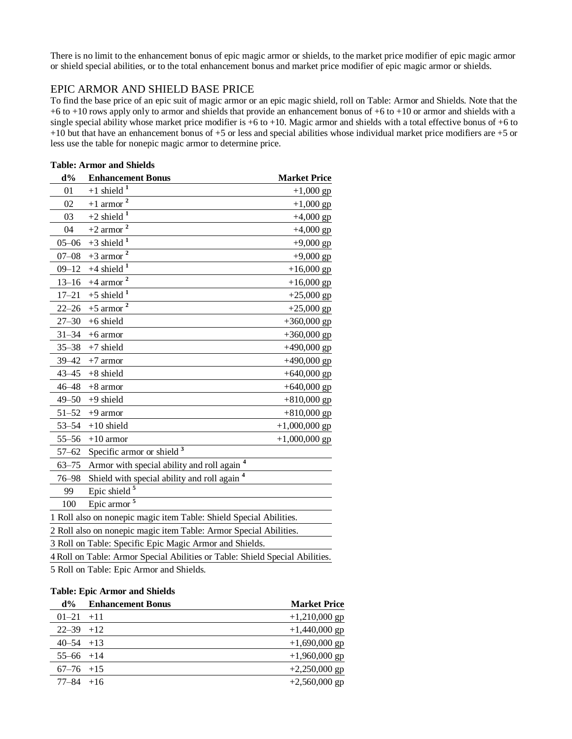There is no limit to the enhancement bonus of epic magic armor or shields, to the market price modifier of epic magic armor or shield special abilities, or to the total enhancement bonus and market price modifier of epic magic armor or shields.

## EPIC ARMOR AND SHIELD BASE PRICE

To find the base price of an epic suit of magic armor or an epic magic shield, roll on Table: Armor and Shields. Note that the +6 to +10 rows apply only to armor and shields that provide an enhancement bonus of +6 to +10 or armor and shields with a single special ability whose market price modifier is +6 to +10. Magic armor and shields with a total effective bonus of +6 to +10 but that have an enhancement bonus of +5 or less and special abilities whose individual market price modifiers are +5 or less use the table for nonepic magic armor to determine price.

**Table: Armor and Shields**

| d% | Enhancement Bonus | Market Price |
|---|---|---|
| 01 | +1 shield [1] | +1,000 gp |
| 02 | +1 armor [2] | +1,000 gp |
| 03 | +2 shield [1] | +4,000 gp |
| 04 | +2 armor [2] | +4,000 gp |
| 05–06 | +3 shield [1] | +9,000 gp |
| 07–08 | +3 armor [2] | +9,000 gp |
| 09–12 | +4 shield [1] | +16,000 gp |
| 13–16 | +4 armor [2] | +16,000 gp |
| 17–21 | +5 shield [1] | +25,000 gp |
| 22–26 | +5 armor [2] | +25,000 gp |
| 27–30 | +6 shield | +360,000 gp |
| 31–34 | +6 armor | +360,000 gp |
| 35–38 | +7 shield | +490,000 gp |
| 39–42 | +7 armor | +490,000 gp |
| 43–45 | +8 shield | +640,000 gp |
| 46–48 | +8 armor | +640,000 gp |
| 49–50 | +9 shield | +810,000 gp |
| 51–52 | +9 armor | +810,000 gp |
| 53–54 | +10 shield | +1,000,000 gp |
| 55–56 | +10 armor | +1,000,000 gp |
| 57–62 | Specific armor or shield [3] | |
| 63–75 | Armor with special ability and roll again [4] | |
| 76–98 | Shield with special ability and roll again [4] | |
| 99 | Epic shield [5] | |
| 100 | Epic armor [5] | |

1 Roll also on nonepic magic item Table: Shield Special Abilities.

2 Roll also on nonepic magic item Table: Armor Special Abilities.

3 Roll on Table: Specific Epic Magic Armor and Shields.

4 Roll on Table: Armor Special Abilities or Table: Shield Special Abilities.

5 Roll on Table: Epic Armor and Shields.

**Table: Epic Armor and Shields**

| d% | Enhancement Bonus | Market Price |
|---|---|---|
| 01–21 | +11 | +1,210,000 gp |
| 22–39 | +12 | +1,440,000 gp |
| 40–54 | +13 | +1,690,000 gp |
| 55–66 | +14 | +1,960,000 gp |
| 67–76 | +15 | +2,250,000 gp |
| 77–84 | +16 | +2,560,000 gp |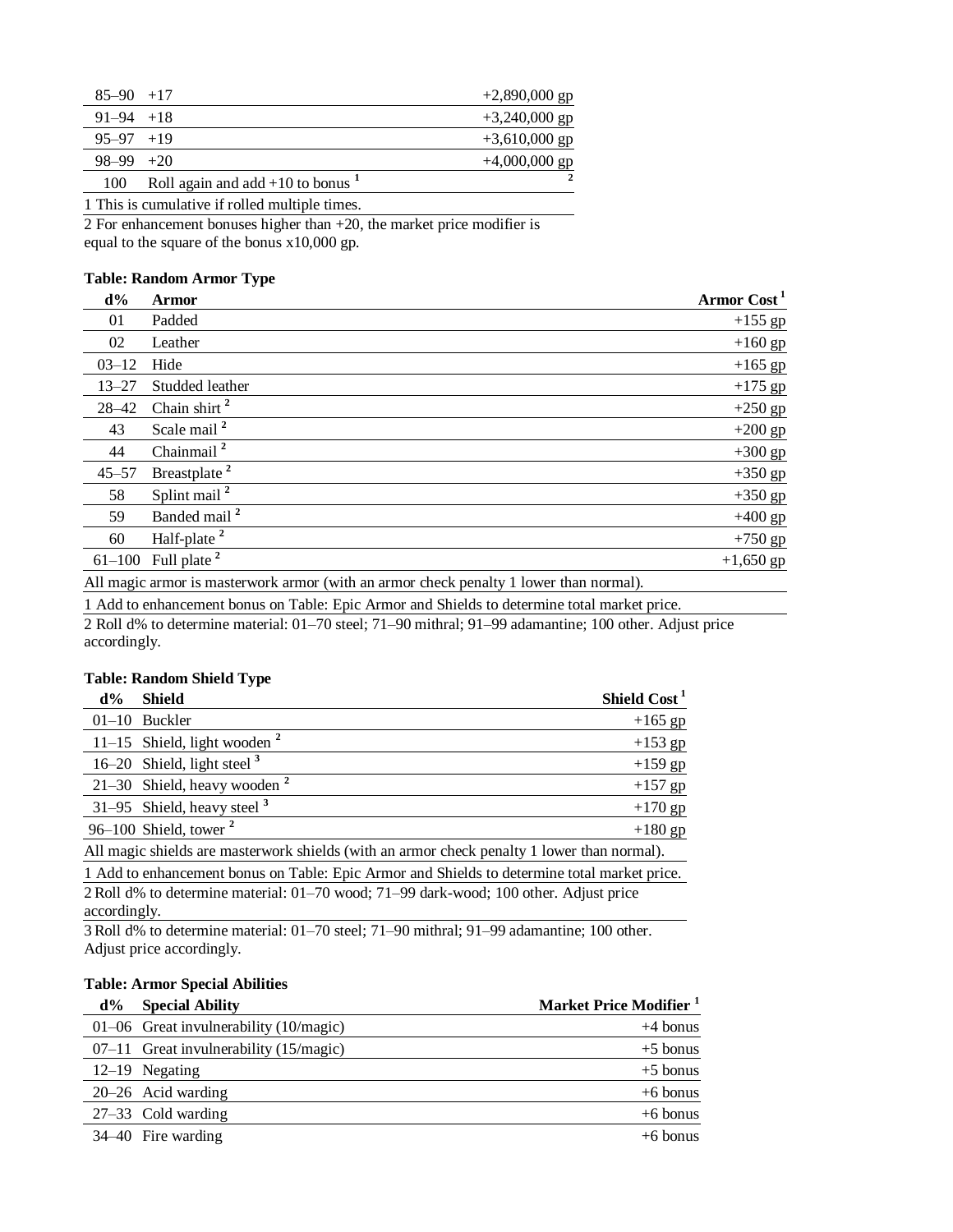| | | |
|---|---|---|
| 85–90 | +17 | +2,890,000 gp |
| 91–94 | +18 | +3,240,000 gp |
| 95–97 | +19 | +3,610,000 gp |
| 98–99 | +20 | +4,000,000 gp |
| 100 | Roll again and add +10 to bonus [1] | [2] |

1 This is cumulative if rolled multiple times.

2 For enhancement bonuses higher than +20, the market price modifier is equal to the square of the bonus x10,000 gp.

**Table: Random Armor Type**

| d% | Armor | Armor Cost [1] |
|---|---|---|
| 01 | Padded | +155 gp |
| 02 | Leather | +160 gp |
| 03–12 | Hide | +165 gp |
| 13–27 | Studded leather | +175 gp |
| 28–42 | Chain shirt [2] | +250 gp |
| 43 | Scale mail [2] | +200 gp |
| 44 | Chainmail [2] | +300 gp |
| 45–57 | Breastplate [2] | +350 gp |
| 58 | Splint mail [2] | +350 gp |
| 59 | Banded mail [2] | +400 gp |
| 60 | Half-plate [2] | +750 gp |
| 61–100 | Full plate [2] | +1,650 gp |

All magic armor is masterwork armor (with an armor check penalty 1 lower than normal).

1 Add to enhancement bonus on Table: Epic Armor and Shields to determine total market price.

2 Roll d% to determine material: 01–70 steel; 71–90 mithral; 91–99 adamantine; 100 other. Adjust price accordingly.

**Table: Random Shield Type**

| d% | Shield | Shield Cost [1] |
|---|---|---|
| 01–10 | Buckler | +165 gp |
| 11–15 | Shield, light wooden [2] | +153 gp |
| 16–20 | Shield, light steel [3] | +159 gp |
| 21–30 | Shield, heavy wooden [2] | +157 gp |
| 31–95 | Shield, heavy steel [3] | +170 gp |
| 96–100 | Shield, tower [2] | +180 gp |

All magic shields are masterwork shields (with an armor check penalty 1 lower than normal).

1 Add to enhancement bonus on Table: Epic Armor and Shields to determine total market price.

2 Roll d% to determine material: 01–70 wood; 71–99 dark-wood; 100 other. Adjust price accordingly.

3 Roll d% to determine material: 01–70 steel; 71–90 mithral; 91–99 adamantine; 100 other. Adjust price accordingly.

**Table: Armor Special Abilities**

| d% | Special Ability | Market Price Modifier [1] |
|---|---|---|
| 01–06 | Great invulnerability (10/magic) | +4 bonus |
| 07–11 | Great invulnerability (15/magic) | +5 bonus |
| 12–19 | Negating | +5 bonus |
| 20–26 | Acid warding | +6 bonus |
| 27–33 | Cold warding | +6 bonus |
| 34–40 | Fire warding | +6 bonus |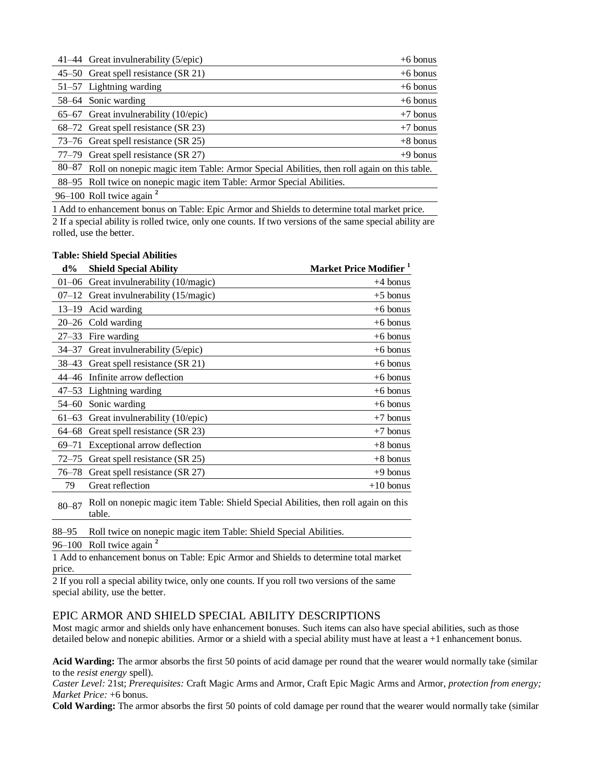| | | |
|---|---|---|
| 41–44 | Great invulnerability (5/epic) | +6 bonus |
| 45–50 | Great spell resistance (SR 21) | +6 bonus |
| 51–57 | Lightning warding | +6 bonus |
| 58–64 | Sonic warding | +6 bonus |
| 65–67 | Great invulnerability (10/epic) | +7 bonus |
| 68–72 | Great spell resistance (SR 23) | +7 bonus |
| 73–76 | Great spell resistance (SR 25) | +8 bonus |
| 77–79 | Great spell resistance (SR 27) | +9 bonus |
| 80–87 | Roll on nonepic magic item Table: Armor Special Abilities, then roll again on this table. | |
| 88–95 | Roll twice on nonepic magic item Table: Armor Special Abilities. | |
| 96–100 | Roll twice again [2] | |

1 Add to enhancement bonus on Table: Epic Armor and Shields to determine total market price.

2 If a special ability is rolled twice, only one counts. If two versions of the same special ability are rolled, use the better.

**Table: Shield Special Abilities**

| d% | Shield Special Ability | Market Price Modifier [1] |
|---|---|---|
| 01–06 | Great invulnerability (10/magic) | +4 bonus |
| 07–12 | Great invulnerability (15/magic) | +5 bonus |
| 13–19 | Acid warding | +6 bonus |
| 20–26 | Cold warding | +6 bonus |
| 27–33 | Fire warding | +6 bonus |
| 34–37 | Great invulnerability (5/epic) | +6 bonus |
| 38–43 | Great spell resistance (SR 21) | +6 bonus |
| 44–46 | Infinite arrow deflection | +6 bonus |
| 47–53 | Lightning warding | +6 bonus |
| 54–60 | Sonic warding | +6 bonus |
| 61–63 | Great invulnerability (10/epic) | +7 bonus |
| 64–68 | Great spell resistance (SR 23) | +7 bonus |
| 69–71 | Exceptional arrow deflection | +8 bonus |
| 72–75 | Great spell resistance (SR 25) | +8 bonus |
| 76–78 | Great spell resistance (SR 27) | +9 bonus |
| 79 | Great reflection | +10 bonus |
| 80–87 | Roll on nonepic magic item Table: Shield Special Abilities, then roll again on this table. | |
| 88–95 | Roll twice on nonepic magic item Table: Shield Special Abilities. | |
| 96–100 | Roll twice again [2] | |

1 Add to enhancement bonus on Table: Epic Armor and Shields to determine total market price.

2 If you roll a special ability twice, only one counts. If you roll two versions of the same special ability, use the better.

## EPIC ARMOR AND SHIELD SPECIAL ABILITY DESCRIPTIONS

Most magic armor and shields only have enhancement bonuses. Such items can also have special abilities, such as those detailed below and nonepic abilities. Armor or a shield with a special ability must have at least a +1 enhancement bonus.

**Acid Warding:** The armor absorbs the first 50 points of acid damage per round that the wearer would normally take (similar to the *resist energy* spell).
*Caster Level:* 21st; *Prerequisites:* Craft Magic Arms and Armor, Craft Epic Magic Arms and Armor, *protection from energy; Market Price:* +6 bonus.

**Cold Warding:** The armor absorbs the first 50 points of cold damage per round that the wearer would normally take (similar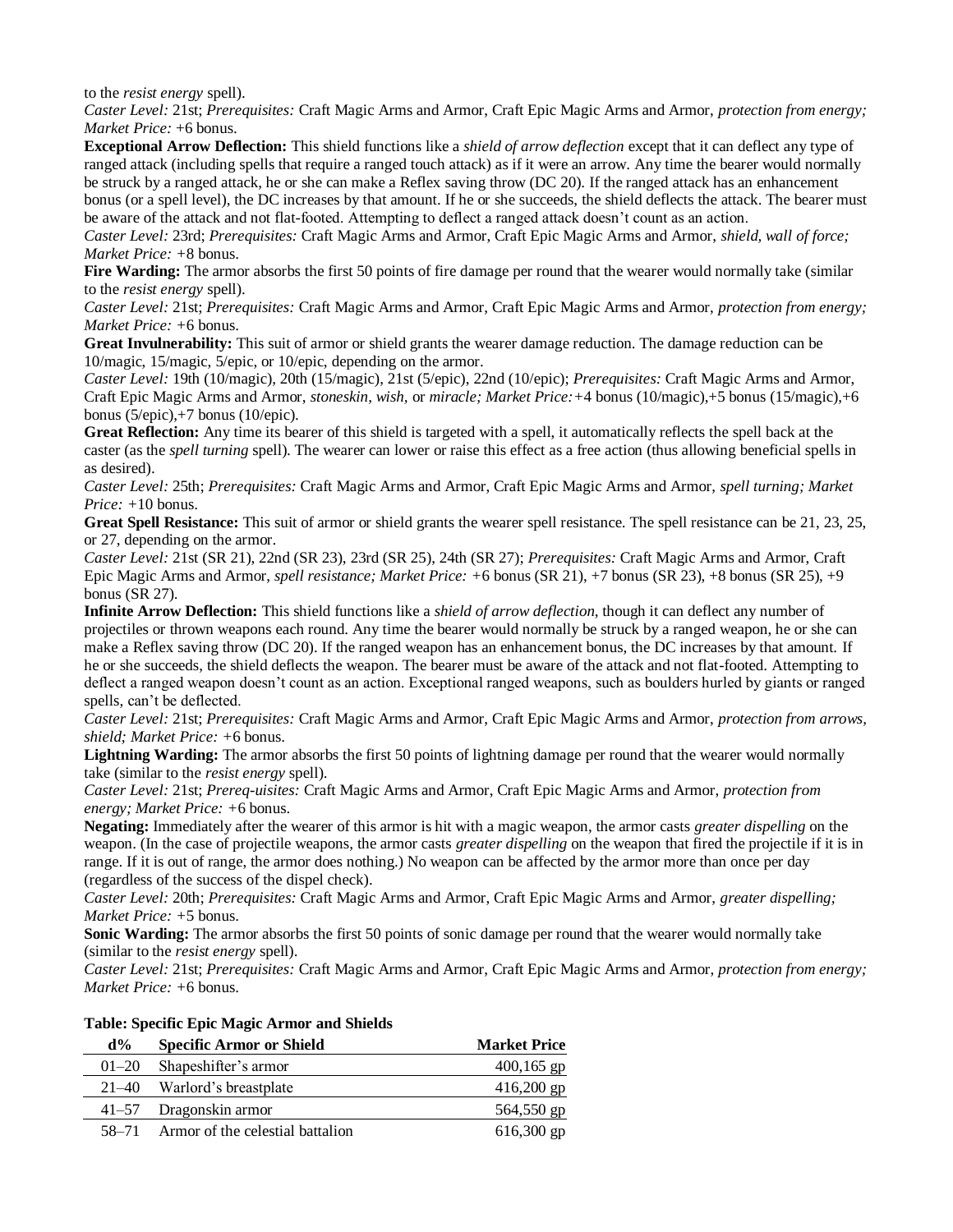to the *resist energy* spell).
*Caster Level:* 21st; *Prerequisites:* Craft Magic Arms and Armor, Craft Epic Magic Arms and Armor, *protection from energy; Market Price:* +6 bonus.

**Exceptional Arrow Deflection:** This shield functions like a *shield of arrow deflection* except that it can deflect any type of ranged attack (including spells that require a ranged touch attack) as if it were an arrow. Any time the bearer would normally be struck by a ranged attack, he or she can make a Reflex saving throw (DC 20). If the ranged attack has an enhancement bonus (or a spell level), the DC increases by that amount. If he or she succeeds, the shield deflects the attack. The bearer must be aware of the attack and not flat-footed. Attempting to deflect a ranged attack doesn't count as an action.
*Caster Level:* 23rd; *Prerequisites:* Craft Magic Arms and Armor, Craft Epic Magic Arms and Armor, *shield, wall of force; Market Price:* +8 bonus.

**Fire Warding:** The armor absorbs the first 50 points of fire damage per round that the wearer would normally take (similar to the *resist energy* spell).
*Caster Level:* 21st; *Prerequisites:* Craft Magic Arms and Armor, Craft Epic Magic Arms and Armor, *protection from energy; Market Price:* +6 bonus.

**Great Invulnerability:** This suit of armor or shield grants the wearer damage reduction. The damage reduction can be 10/magic, 15/magic, 5/epic, or 10/epic, depending on the armor.
*Caster Level:* 19th (10/magic), 20th (15/magic), 21st (5/epic), 22nd (10/epic); *Prerequisites:* Craft Magic Arms and Armor, Craft Epic Magic Arms and Armor, *stoneskin, wish,* or *miracle; Market Price:*+4 bonus (10/magic),+5 bonus (15/magic),+6 bonus (5/epic),+7 bonus (10/epic).

**Great Reflection:** Any time its bearer of this shield is targeted with a spell, it automatically reflects the spell back at the caster (as the *spell turning* spell). The wearer can lower or raise this effect as a free action (thus allowing beneficial spells in as desired).
*Caster Level:* 25th; *Prerequisites:* Craft Magic Arms and Armor, Craft Epic Magic Arms and Armor, *spell turning; Market Price:* +10 bonus.

**Great Spell Resistance:** This suit of armor or shield grants the wearer spell resistance. The spell resistance can be 21, 23, 25, or 27, depending on the armor.
*Caster Level:* 21st (SR 21), 22nd (SR 23), 23rd (SR 25), 24th (SR 27); *Prerequisites:* Craft Magic Arms and Armor, Craft Epic Magic Arms and Armor, *spell resistance; Market Price:* +6 bonus (SR 21), +7 bonus (SR 23), +8 bonus (SR 25), +9 bonus (SR 27).

**Infinite Arrow Deflection:** This shield functions like a *shield of arrow deflection*, though it can deflect any number of projectiles or thrown weapons each round. Any time the bearer would normally be struck by a ranged weapon, he or she can make a Reflex saving throw (DC 20). If the ranged weapon has an enhancement bonus, the DC increases by that amount. If he or she succeeds, the shield deflects the weapon. The bearer must be aware of the attack and not flat-footed. Attempting to deflect a ranged weapon doesn't count as an action. Exceptional ranged weapons, such as boulders hurled by giants or ranged spells, can't be deflected.
*Caster Level:* 21st; *Prerequisites:* Craft Magic Arms and Armor, Craft Epic Magic Arms and Armor, *protection from arrows, shield; Market Price:* +6 bonus.

**Lightning Warding:** The armor absorbs the first 50 points of lightning damage per round that the wearer would normally take (similar to the *resist energy* spell).
*Caster Level:* 21st; *Prereq-uisites:* Craft Magic Arms and Armor, Craft Epic Magic Arms and Armor, *protection from energy; Market Price:* +6 bonus.

**Negating:** Immediately after the wearer of this armor is hit with a magic weapon, the armor casts *greater dispelling* on the weapon. (In the case of projectile weapons, the armor casts *greater dispelling* on the weapon that fired the projectile if it is in range. If it is out of range, the armor does nothing.) No weapon can be affected by the armor more than once per day (regardless of the success of the dispel check).
*Caster Level:* 20th; *Prerequisites:* Craft Magic Arms and Armor, Craft Epic Magic Arms and Armor, *greater dispelling; Market Price:* +5 bonus.

**Sonic Warding:** The armor absorbs the first 50 points of sonic damage per round that the wearer would normally take (similar to the *resist energy* spell).
*Caster Level:* 21st; *Prerequisites:* Craft Magic Arms and Armor, Craft Epic Magic Arms and Armor, *protection from energy; Market Price:* +6 bonus.

**Table: Specific Epic Magic Armor and Shields**

| d% | Specific Armor or Shield | Market Price |
|---|---|---|
| 01–20 | Shapeshifter's armor | 400,165 gp |
| 21–40 | Warlord's breastplate | 416,200 gp |
| 41–57 | Dragonskin armor | 564,550 gp |
| 58–71 | Armor of the celestial battalion | 616,300 gp |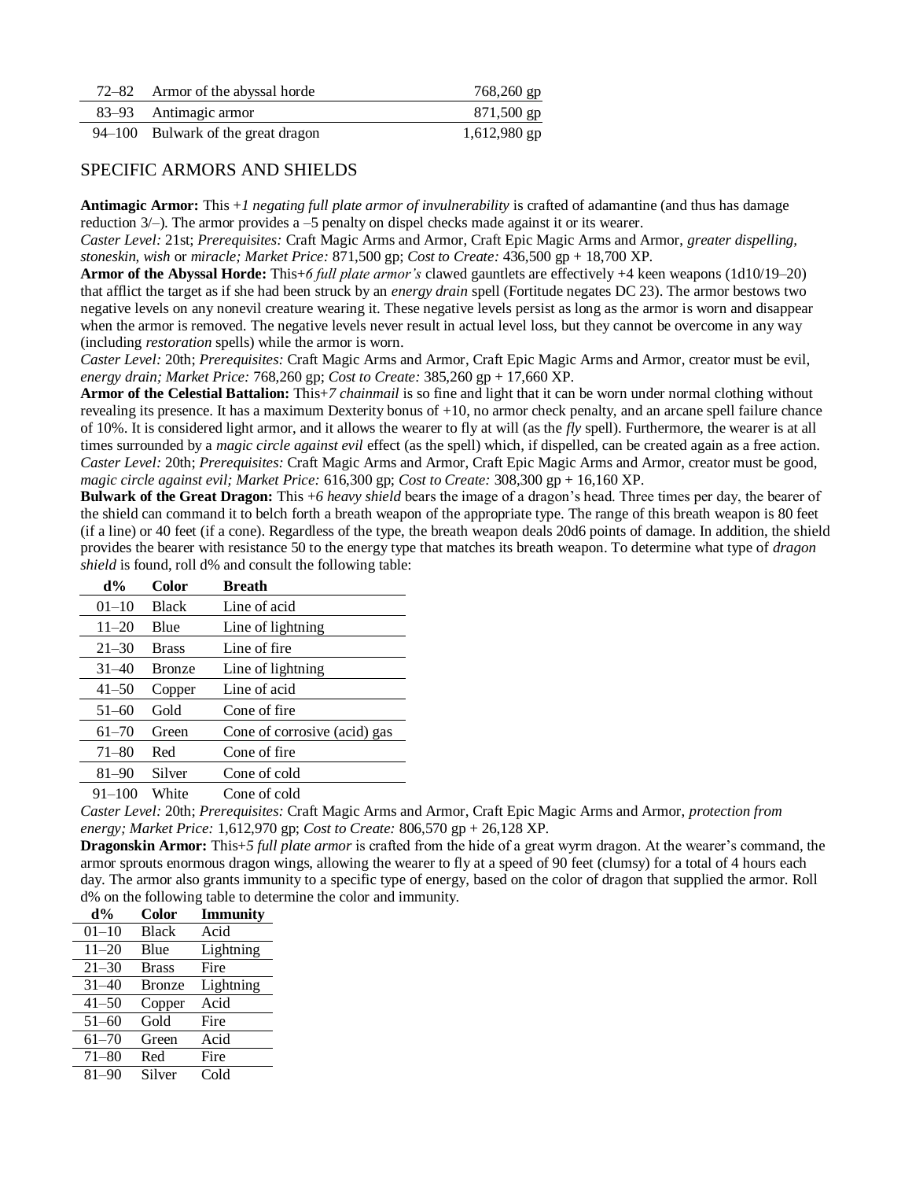| | | |
|---|---|---|
| 72–82 | Armor of the abyssal horde | 768,260 gp |
| 83–93 | Antimagic armor | 871,500 gp |
| 94–100 | Bulwark of the great dragon | 1,612,980 gp |

## SPECIFIC ARMORS AND SHIELDS

**Antimagic Armor:** This *+1 negating full plate armor of invulnerability* is crafted of adamantine (and thus has damage reduction 3/–). The armor provides a –5 penalty on dispel checks made against it or its wearer.
*Caster Level:* 21st; *Prerequisites:* Craft Magic Arms and Armor, Craft Epic Magic Arms and Armor, *greater dispelling, stoneskin, wish* or *miracle; Market Price:* 871,500 gp; *Cost to Create:* 436,500 gp + 18,700 XP.

**Armor of the Abyssal Horde:** This*+6 full plate armor's* clawed gauntlets are effectively +4 keen weapons (1d10/19–20) that afflict the target as if she had been struck by an *energy drain* spell (Fortitude negates DC 23). The armor bestows two negative levels on any nonevil creature wearing it. These negative levels persist as long as the armor is worn and disappear when the armor is removed. The negative levels never result in actual level loss, but they cannot be overcome in any way (including *restoration* spells) while the armor is worn.
*Caster Level:* 20th; *Prerequisites:* Craft Magic Arms and Armor, Craft Epic Magic Arms and Armor, creator must be evil, *energy drain; Market Price:* 768,260 gp; *Cost to Create:* 385,260 gp + 17,660 XP.

**Armor of the Celestial Battalion:** This*+7 chainmail* is so fine and light that it can be worn under normal clothing without revealing its presence. It has a maximum Dexterity bonus of +10, no armor check penalty, and an arcane spell failure chance of 10%. It is considered light armor, and it allows the wearer to fly at will (as the *fly* spell). Furthermore, the wearer is at all times surrounded by a *magic circle against evil* effect (as the spell) which, if dispelled, can be created again as a free action.
*Caster Level:* 20th; *Prerequisites:* Craft Magic Arms and Armor, Craft Epic Magic Arms and Armor, creator must be good, *magic circle against evil; Market Price:* 616,300 gp; *Cost to Create:* 308,300 gp + 16,160 XP.

**Bulwark of the Great Dragon:** This *+6 heavy shield* bears the image of a dragon's head. Three times per day, the bearer of the shield can command it to belch forth a breath weapon of the appropriate type. The range of this breath weapon is 80 feet (if a line) or 40 feet (if a cone). Regardless of the type, the breath weapon deals 20d6 points of damage. In addition, the shield provides the bearer with resistance 50 to the energy type that matches its breath weapon. To determine what type of *dragon shield* is found, roll d% and consult the following table:

| d% | Color | Breath |
|---|---|---|
| 01–10 | Black | Line of acid |
| 11–20 | Blue | Line of lightning |
| 21–30 | Brass | Line of fire |
| 31–40 | Bronze | Line of lightning |
| 41–50 | Copper | Line of acid |
| 51–60 | Gold | Cone of fire |
| 61–70 | Green | Cone of corrosive (acid) gas |
| 71–80 | Red | Cone of fire |
| 81–90 | Silver | Cone of cold |
| 91–100 | White | Cone of cold |

*Caster Level:* 20th; *Prerequisites:* Craft Magic Arms and Armor, Craft Epic Magic Arms and Armor, *protection from energy; Market Price:* 1,612,970 gp; *Cost to Create:* 806,570 gp + 26,128 XP.

**Dragonskin Armor:** This*+5 full plate armor* is crafted from the hide of a great wyrm dragon. At the wearer's command, the armor sprouts enormous dragon wings, allowing the wearer to fly at a speed of 90 feet (clumsy) for a total of 4 hours each day. The armor also grants immunity to a specific type of energy, based on the color of dragon that supplied the armor. Roll d% on the following table to determine the color and immunity.

| d% | Color | Immunity |
|---|---|---|
| 01–10 | Black | Acid |
| 11–20 | Blue | Lightning |
| 21–30 | Brass | Fire |
| 31–40 | Bronze | Lightning |
| 41–50 | Copper | Acid |
| 51–60 | Gold | Fire |
| 61–70 | Green | Acid |
| 71–80 | Red | Fire |
| 81–90 | Silver | Cold |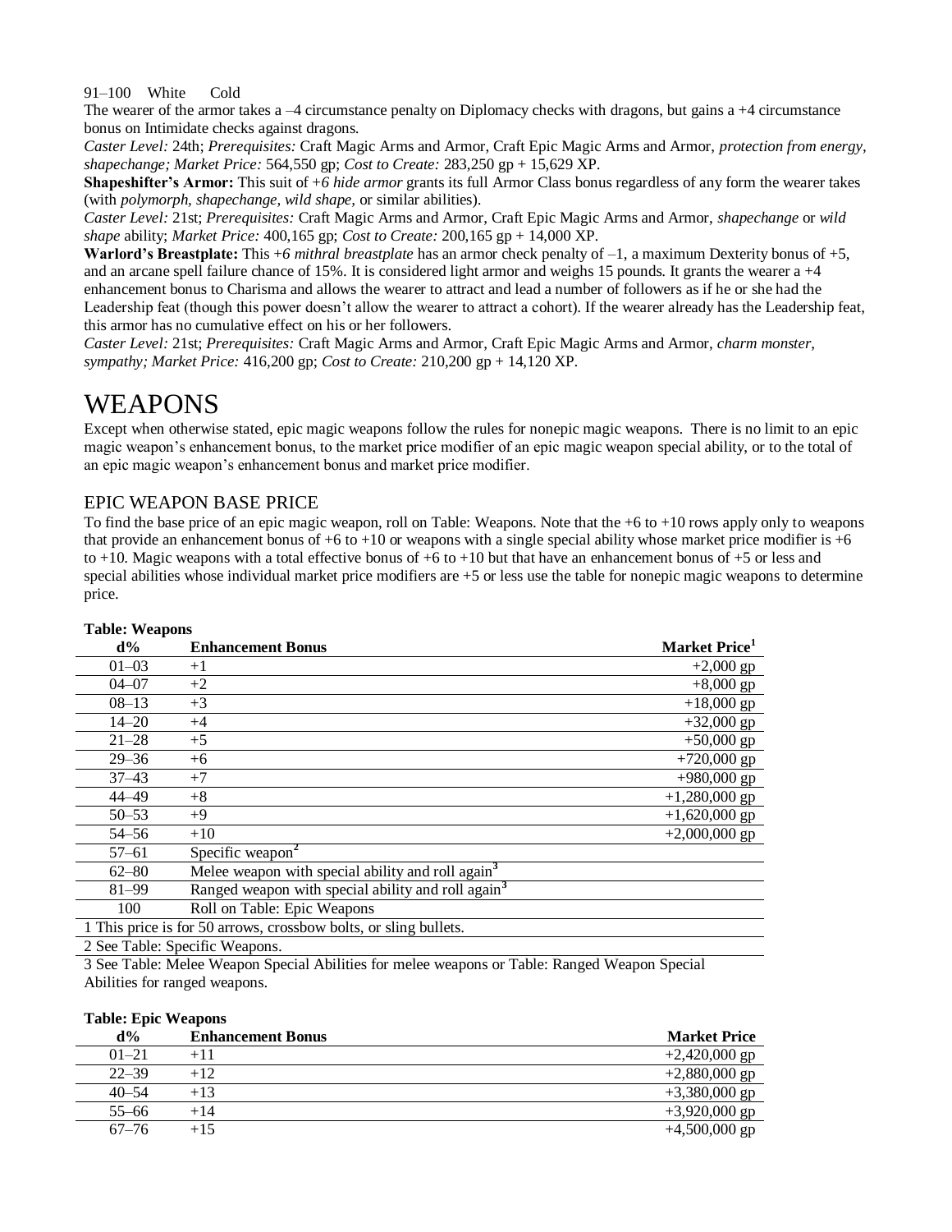91–100 White Cold

The wearer of the armor takes a –4 circumstance penalty on Diplomacy checks with dragons, but gains a +4 circumstance bonus on Intimidate checks against dragons.

*Caster Level:* 24th; *Prerequisites:* Craft Magic Arms and Armor, Craft Epic Magic Arms and Armor, *protection from energy, shapechange; Market Price:* 564,550 gp; *Cost to Create:* 283,250 gp + 15,629 XP.

**Shapeshifter's Armor:** This suit of *+6 hide armor* grants its full Armor Class bonus regardless of any form the wearer takes (with *polymorph, shapechange, wild shape,* or similar abilities).

*Caster Level:* 21st; *Prerequisites:* Craft Magic Arms and Armor, Craft Epic Magic Arms and Armor, *shapechange* or *wild shape* ability; *Market Price:* 400,165 gp; *Cost to Create:* 200,165 gp + 14,000 XP.

**Warlord's Breastplate:** This *+6 mithral breastplate* has an armor check penalty of –1, a maximum Dexterity bonus of +5, and an arcane spell failure chance of 15%. It is considered light armor and weighs 15 pounds. It grants the wearer a +4 enhancement bonus to Charisma and allows the wearer to attract and lead a number of followers as if he or she had the Leadership feat (though this power doesn't allow the wearer to attract a cohort). If the wearer already has the Leadership feat, this armor has no cumulative effect on his or her followers.

*Caster Level:* 21st; *Prerequisites:* Craft Magic Arms and Armor, Craft Epic Magic Arms and Armor, *charm monster, sympathy; Market Price:* 416,200 gp; *Cost to Create:* 210,200 gp + 14,120 XP.

# WEAPONS

Except when otherwise stated, epic magic weapons follow the rules for nonepic magic weapons. There is no limit to an epic magic weapon's enhancement bonus, to the market price modifier of an epic magic weapon special ability, or to the total of an epic magic weapon's enhancement bonus and market price modifier.

## EPIC WEAPON BASE PRICE

To find the base price of an epic magic weapon, roll on Table: Weapons. Note that the +6 to +10 rows apply only to weapons that provide an enhancement bonus of +6 to +10 or weapons with a single special ability whose market price modifier is +6 to +10. Magic weapons with a total effective bonus of +6 to +10 but that have an enhancement bonus of +5 or less and special abilities whose individual market price modifiers are +5 or less use the table for nonepic magic weapons to determine price.

**Table: Weapons**

| d% | Enhancement Bonus | Market Price[1] |
|---|---|---|
| 01–03 | +1 | +2,000 gp |
| 04–07 | +2 | +8,000 gp |
| 08–13 | +3 | +18,000 gp |
| 14–20 | +4 | +32,000 gp |
| 21–28 | +5 | +50,000 gp |
| 29–36 | +6 | +720,000 gp |
| 37–43 | +7 | +980,000 gp |
| 44–49 | +8 | +1,280,000 gp |
| 50–53 | +9 | +1,620,000 gp |
| 54–56 | +10 | +2,000,000 gp |
| 57–61 | Specific weapon[2] | |
| 62–80 | Melee weapon with special ability and roll again[3] | |
| 81–99 | Ranged weapon with special ability and roll again[3] | |
| 100 | Roll on Table: Epic Weapons | |

1 This price is for 50 arrows, crossbow bolts, or sling bullets.

2 See Table: Specific Weapons.

3 See Table: Melee Weapon Special Abilities for melee weapons or Table: Ranged Weapon Special Abilities for ranged weapons.

**Table: Epic Weapons**

| d% | Enhancement Bonus | Market Price |
|---|---|---|
| 01–21 | +11 | +2,420,000 gp |
| 22–39 | +12 | +2,880,000 gp |
| 40–54 | +13 | +3,380,000 gp |
| 55–66 | +14 | +3,920,000 gp |
| 67–76 | +15 | +4,500,000 gp |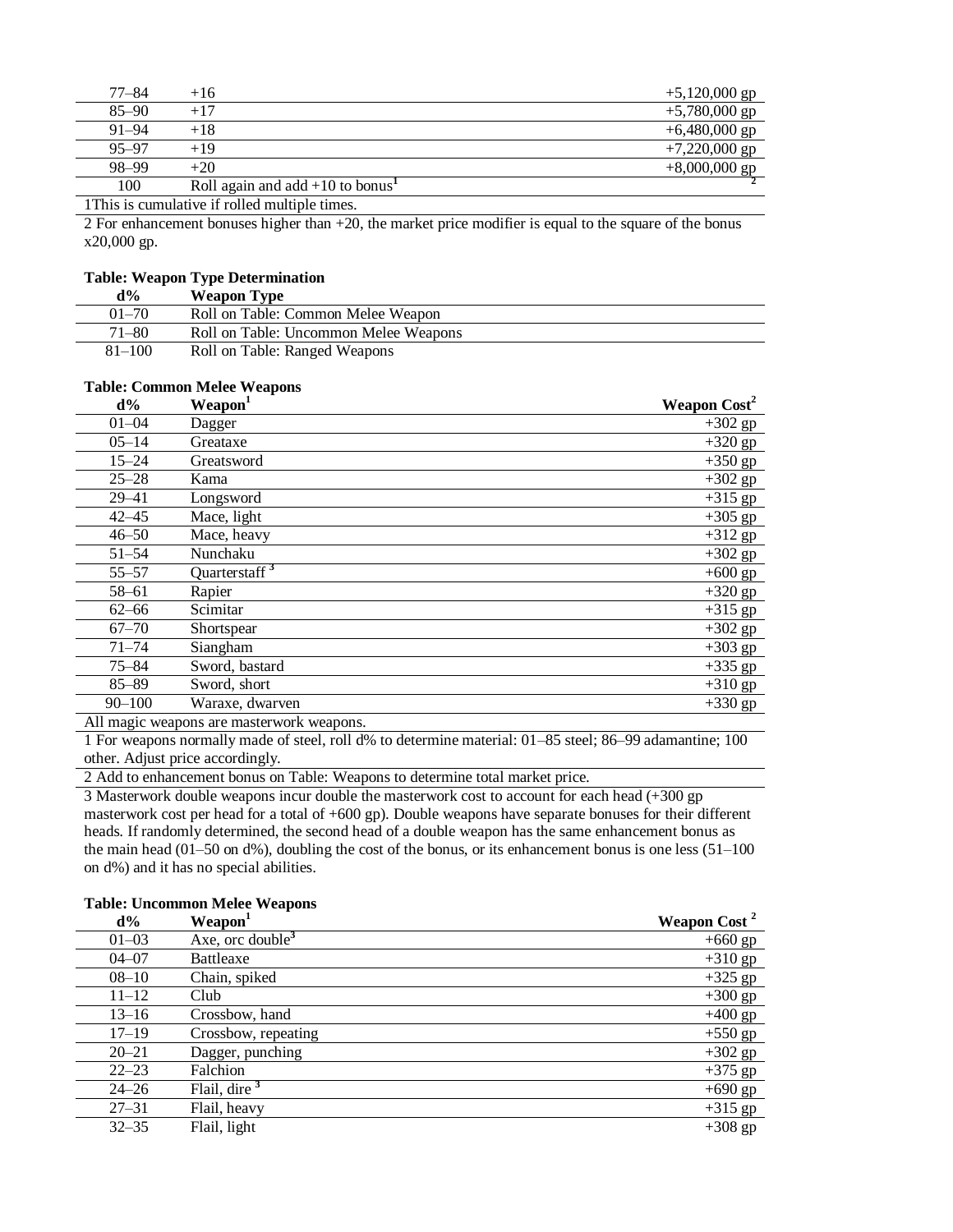| | | |
|---|---|---|
| 77–84 | +16 | +5,120,000 gp |
| 85–90 | +17 | +5,780,000 gp |
| 91–94 | +18 | +6,480,000 gp |
| 95–97 | +19 | +7,220,000 gp |
| 98–99 | +20 | +8,000,000 gp |
| 100 | Roll again and add +10 to bonus[1] | [2] |

1This is cumulative if rolled multiple times.

2 For enhancement bonuses higher than +20, the market price modifier is equal to the square of the bonus x20,000 gp.

**Table: Weapon Type Determination**

| d% | Weapon Type |
|---|---|
| 01–70 | Roll on Table: Common Melee Weapon |
| 71–80 | Roll on Table: Uncommon Melee Weapons |
| 81–100 | Roll on Table: Ranged Weapons |

**Table: Common Melee Weapons**

| d% | Weapon[1] | Weapon Cost[2] |
|---|---|---|
| 01–04 | Dagger | +302 gp |
| 05–14 | Greataxe | +320 gp |
| 15–24 | Greatsword | +350 gp |
| 25–28 | Kama | +302 gp |
| 29–41 | Longsword | +315 gp |
| 42–45 | Mace, light | +305 gp |
| 46–50 | Mace, heavy | +312 gp |
| 51–54 | Nunchaku | +302 gp |
| 55–57 | Quarterstaff [3] | +600 gp |
| 58–61 | Rapier | +320 gp |
| 62–66 | Scimitar | +315 gp |
| 67–70 | Shortspear | +302 gp |
| 71–74 | Siangham | +303 gp |
| 75–84 | Sword, bastard | +335 gp |
| 85–89 | Sword, short | +310 gp |
| 90–100 | Waraxe, dwarven | +330 gp |

All magic weapons are masterwork weapons.

1 For weapons normally made of steel, roll d% to determine material: 01–85 steel; 86–99 adamantine; 100 other. Adjust price accordingly.

2 Add to enhancement bonus on Table: Weapons to determine total market price.

3 Masterwork double weapons incur double the masterwork cost to account for each head (+300 gp masterwork cost per head for a total of +600 gp). Double weapons have separate bonuses for their different heads. If randomly determined, the second head of a double weapon has the same enhancement bonus as the main head (01–50 on d%), doubling the cost of the bonus, or its enhancement bonus is one less (51–100 on d%) and it has no special abilities.

**Table: Uncommon Melee Weapons**

| d% | Weapon[1] | Weapon Cost [2] |
|---|---|---|
| 01–03 | Axe, orc double[3] | +660 gp |
| 04–07 | Battleaxe | +310 gp |
| 08–10 | Chain, spiked | +325 gp |
| 11–12 | Club | +300 gp |
| 13–16 | Crossbow, hand | +400 gp |
| 17–19 | Crossbow, repeating | +550 gp |
| 20–21 | Dagger, punching | +302 gp |
| 22–23 | Falchion | +375 gp |
| 24–26 | Flail, dire [3] | +690 gp |
| 27–31 | Flail, heavy | +315 gp |
| 32–35 | Flail, light | +308 gp |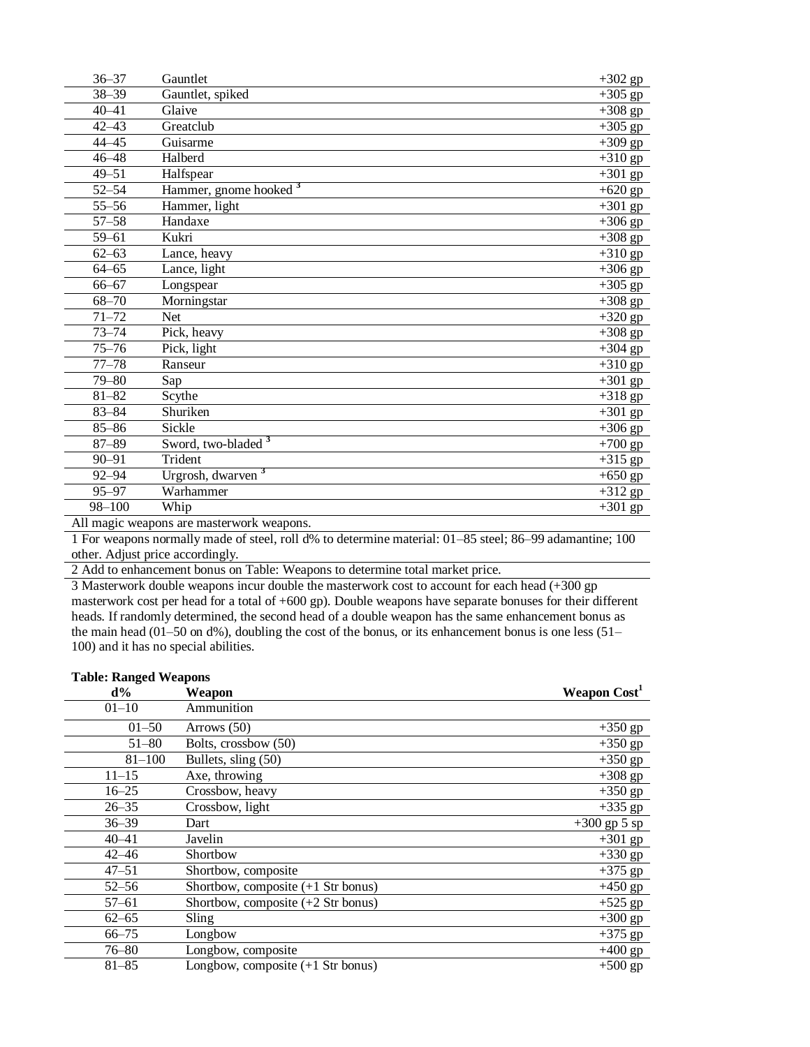| | | |
|---|---|---|
| 36–37 | Gauntlet | +302 gp |
| 38–39 | Gauntlet, spiked | +305 gp |
| 40–41 | Glaive | +308 gp |
| 42–43 | Greatclub | +305 gp |
| 44–45 | Guisarme | +309 gp |
| 46–48 | Halberd | +310 gp |
| 49–51 | Halfspear | +301 gp |
| 52–54 | Hammer, gnome hooked [3] | +620 gp |
| 55–56 | Hammer, light | +301 gp |
| 57–58 | Handaxe | +306 gp |
| 59–61 | Kukri | +308 gp |
| 62–63 | Lance, heavy | +310 gp |
| 64–65 | Lance, light | +306 gp |
| 66–67 | Longspear | +305 gp |
| 68–70 | Morningstar | +308 gp |
| 71–72 | Net | +320 gp |
| 73–74 | Pick, heavy | +308 gp |
| 75–76 | Pick, light | +304 gp |
| 77–78 | Ranseur | +310 gp |
| 79–80 | Sap | +301 gp |
| 81–82 | Scythe | +318 gp |
| 83–84 | Shuriken | +301 gp |
| 85–86 | Sickle | +306 gp |
| 87–89 | Sword, two-bladed [3] | +700 gp |
| 90–91 | Trident | +315 gp |
| 92–94 | Urgrosh, dwarven [3] | +650 gp |
| 95–97 | Warhammer | +312 gp |
| 98–100 | Whip | +301 gp |

All magic weapons are masterwork weapons.

1 For weapons normally made of steel, roll d% to determine material: 01–85 steel; 86–99 adamantine; 100 other. Adjust price accordingly.

2 Add to enhancement bonus on Table: Weapons to determine total market price.

3 Masterwork double weapons incur double the masterwork cost to account for each head (+300 gp masterwork cost per head for a total of +600 gp). Double weapons have separate bonuses for their different heads. If randomly determined, the second head of a double weapon has the same enhancement bonus as the main head (01–50 on d%), doubling the cost of the bonus, or its enhancement bonus is one less (51–100) and it has no special abilities.

**Table: Ranged Weapons**

| d% | Weapon | Weapon Cost[1] |
|---|---|---|
| 01–10 | Ammunition | |
| 01–50 | Arrows (50) | +350 gp |
| 51–80 | Bolts, crossbow (50) | +350 gp |
| 81–100 | Bullets, sling (50) | +350 gp |
| 11–15 | Axe, throwing | +308 gp |
| 16–25 | Crossbow, heavy | +350 gp |
| 26–35 | Crossbow, light | +335 gp |
| 36–39 | Dart | +300 gp 5 sp |
| 40–41 | Javelin | +301 gp |
| 42–46 | Shortbow | +330 gp |
| 47–51 | Shortbow, composite | +375 gp |
| 52–56 | Shortbow, composite (+1 Str bonus) | +450 gp |
| 57–61 | Shortbow, composite (+2 Str bonus) | +525 gp |
| 62–65 | Sling | +300 gp |
| 66–75 | Longbow | +375 gp |
| 76–80 | Longbow, composite | +400 gp |
| 81–85 | Longbow, composite (+1 Str bonus) | +500 gp |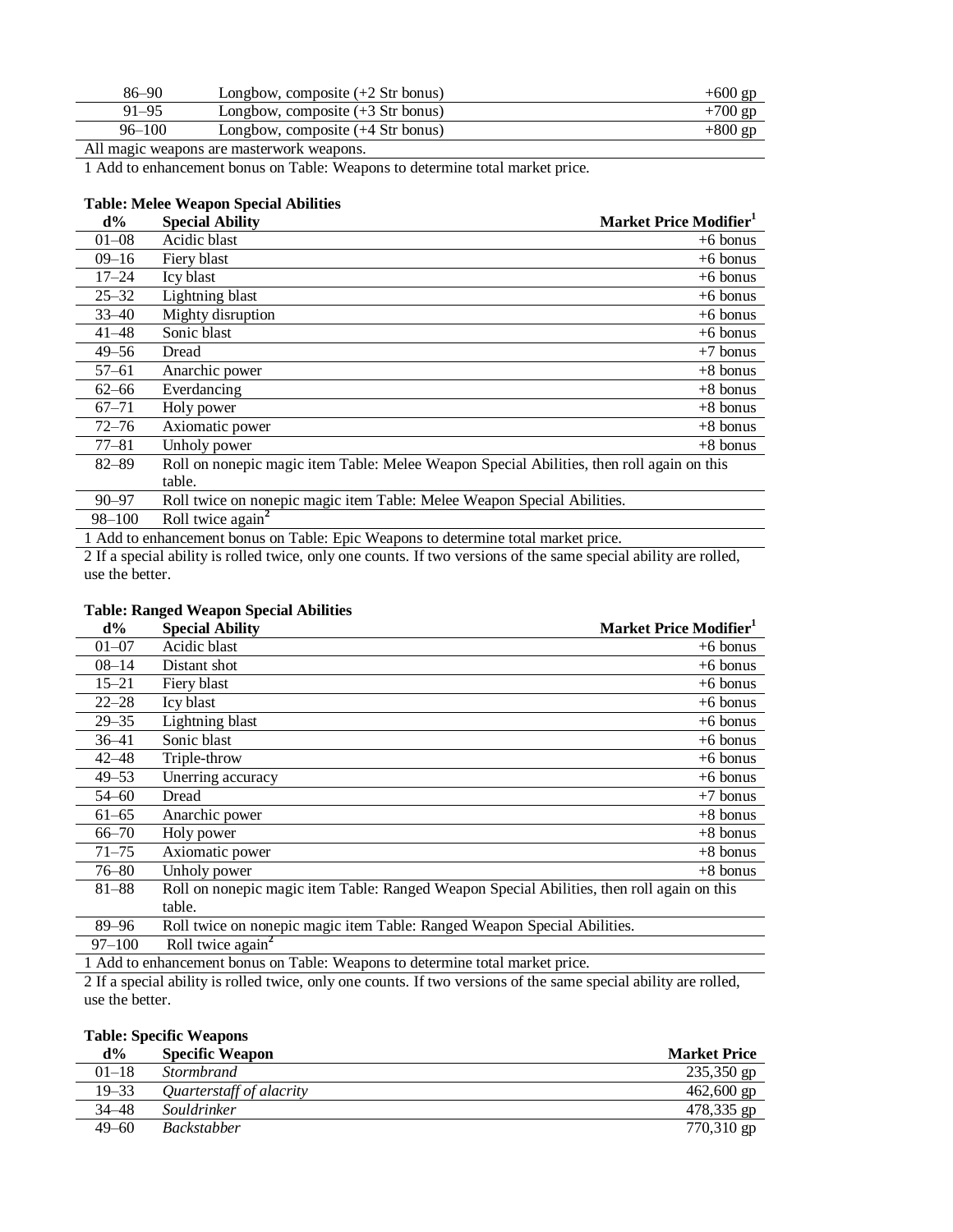| | | |
|---|---|---|
| 86–90 | Longbow, composite (+2 Str bonus) | +600 gp |
| 91–95 | Longbow, composite (+3 Str bonus) | +700 gp |
| 96–100 | Longbow, composite (+4 Str bonus) | +800 gp |

All magic weapons are masterwork weapons.

1 Add to enhancement bonus on Table: Weapons to determine total market price.

**Table: Melee Weapon Special Abilities**

| d% | Special Ability | Market Price Modifier[1] |
|---|---|---|
| 01–08 | Acidic blast | +6 bonus |
| 09–16 | Fiery blast | +6 bonus |
| 17–24 | Icy blast | +6 bonus |
| 25–32 | Lightning blast | +6 bonus |
| 33–40 | Mighty disruption | +6 bonus |
| 41–48 | Sonic blast | +6 bonus |
| 49–56 | Dread | +7 bonus |
| 57–61 | Anarchic power | +8 bonus |
| 62–66 | Everdancing | +8 bonus |
| 67–71 | Holy power | +8 bonus |
| 72–76 | Axiomatic power | +8 bonus |
| 77–81 | Unholy power | +8 bonus |
| 82–89 | Roll on nonepic magic item Table: Melee Weapon Special Abilities, then roll again on this table. | |
| 90–97 | Roll twice on nonepic magic item Table: Melee Weapon Special Abilities. | |
| 98–100 | Roll twice again[2] | |

1 Add to enhancement bonus on Table: Epic Weapons to determine total market price.

2 If a special ability is rolled twice, only one counts. If two versions of the same special ability are rolled, use the better.

**Table: Ranged Weapon Special Abilities**

| d% | Special Ability | Market Price Modifier[1] |
|---|---|---|
| 01–07 | Acidic blast | +6 bonus |
| 08–14 | Distant shot | +6 bonus |
| 15–21 | Fiery blast | +6 bonus |
| 22–28 | Icy blast | +6 bonus |
| 29–35 | Lightning blast | +6 bonus |
| 36–41 | Sonic blast | +6 bonus |
| 42–48 | Triple-throw | +6 bonus |
| 49–53 | Unerring accuracy | +6 bonus |
| 54–60 | Dread | +7 bonus |
| 61–65 | Anarchic power | +8 bonus |
| 66–70 | Holy power | +8 bonus |
| 71–75 | Axiomatic power | +8 bonus |
| 76–80 | Unholy power | +8 bonus |
| 81–88 | Roll on nonepic magic item Table: Ranged Weapon Special Abilities, then roll again on this table. | |
| 89–96 | Roll twice on nonepic magic item Table: Ranged Weapon Special Abilities. | |
| 97–100 | Roll twice again[2] | |

1 Add to enhancement bonus on Table: Weapons to determine total market price.

2 If a special ability is rolled twice, only one counts. If two versions of the same special ability are rolled, use the better.

**Table: Specific Weapons**

| d% | Specific Weapon | Market Price |
|---|---|---|
| 01–18 | *Stormbrand* | 235,350 gp |
| 19–33 | *Quarterstaff of alacrity* | 462,600 gp |
| 34–48 | *Souldrinker* | 478,335 gp |
| 49–60 | *Backstabber* | 770,310 gp |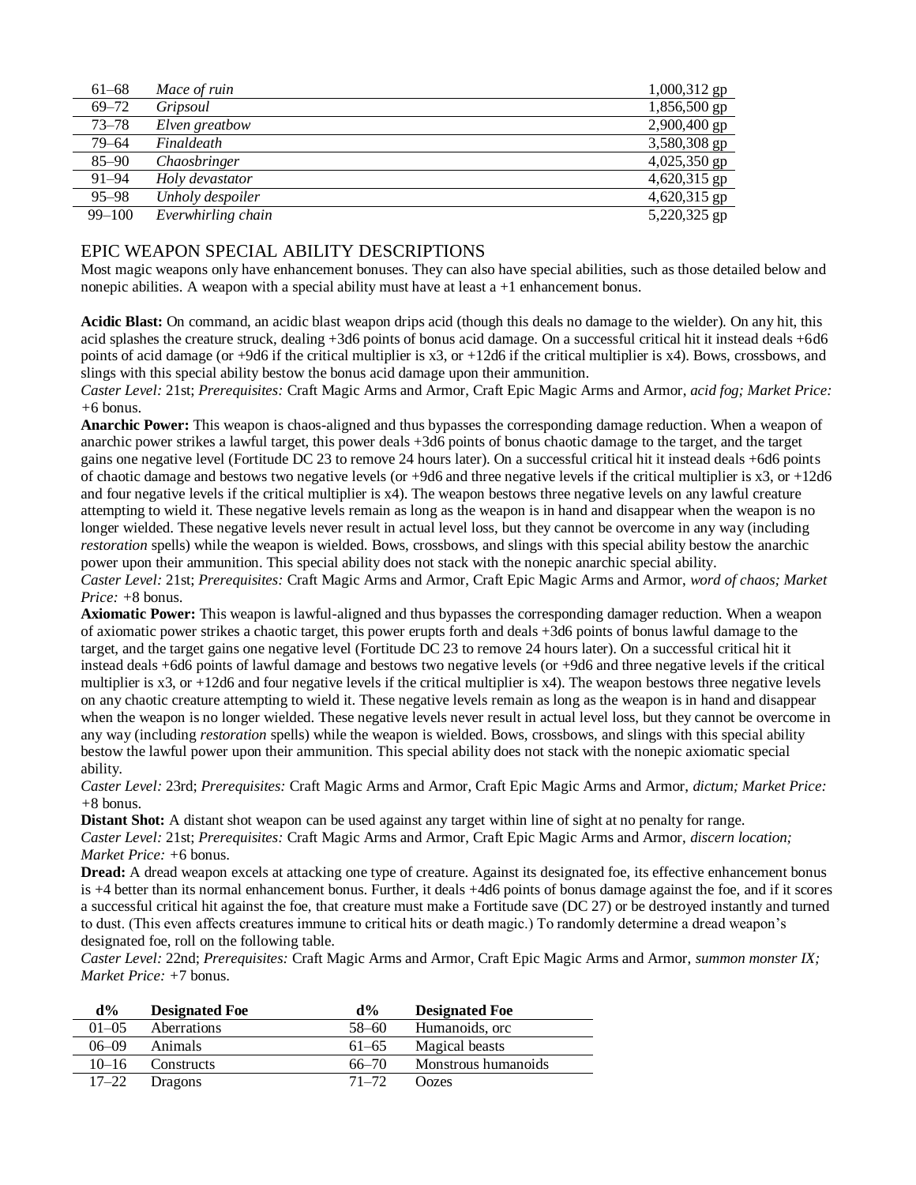| | | |
|---|---|---|
| 61–68 | *Mace of ruin* | 1,000,312 gp |
| 69–72 | *Gripsoul* | 1,856,500 gp |
| 73–78 | *Elven greatbow* | 2,900,400 gp |
| 79–64 | *Finaldeath* | 3,580,308 gp |
| 85–90 | *Chaosbringer* | 4,025,350 gp |
| 91–94 | *Holy devastator* | 4,620,315 gp |
| 95–98 | *Unholy despoiler* | 4,620,315 gp |
| 99–100 | *Everwhirling chain* | 5,220,325 gp |

## EPIC WEAPON SPECIAL ABILITY DESCRIPTIONS

Most magic weapons only have enhancement bonuses. They can also have special abilities, such as those detailed below and nonepic abilities. A weapon with a special ability must have at least a +1 enhancement bonus.

**Acidic Blast:** On command, an acidic blast weapon drips acid (though this deals no damage to the wielder). On any hit, this acid splashes the creature struck, dealing +3d6 points of bonus acid damage. On a successful critical hit it instead deals +6d6 points of acid damage (or +9d6 if the critical multiplier is x3, or +12d6 if the critical multiplier is x4). Bows, crossbows, and slings with this special ability bestow the bonus acid damage upon their ammunition.
*Caster Level:* 21st; *Prerequisites:* Craft Magic Arms and Armor, Craft Epic Magic Arms and Armor, *acid fog; Market Price:* +6 bonus.

**Anarchic Power:** This weapon is chaos-aligned and thus bypasses the corresponding damage reduction. When a weapon of anarchic power strikes a lawful target, this power deals +3d6 points of bonus chaotic damage to the target, and the target gains one negative level (Fortitude DC 23 to remove 24 hours later). On a successful critical hit it instead deals +6d6 points of chaotic damage and bestows two negative levels (or +9d6 and three negative levels if the critical multiplier is x3, or +12d6 and four negative levels if the critical multiplier is x4). The weapon bestows three negative levels on any lawful creature attempting to wield it. These negative levels remain as long as the weapon is in hand and disappear when the weapon is no longer wielded. These negative levels never result in actual level loss, but they cannot be overcome in any way (including *restoration* spells) while the weapon is wielded. Bows, crossbows, and slings with this special ability bestow the anarchic power upon their ammunition. This special ability does not stack with the nonepic anarchic special ability.
*Caster Level:* 21st; *Prerequisites:* Craft Magic Arms and Armor, Craft Epic Magic Arms and Armor, *word of chaos; Market Price:* +8 bonus.

**Axiomatic Power:** This weapon is lawful-aligned and thus bypasses the corresponding damager reduction. When a weapon of axiomatic power strikes a chaotic target, this power erupts forth and deals +3d6 points of bonus lawful damage to the target, and the target gains one negative level (Fortitude DC 23 to remove 24 hours later). On a successful critical hit it instead deals +6d6 points of lawful damage and bestows two negative levels (or +9d6 and three negative levels if the critical multiplier is x3, or +12d6 and four negative levels if the critical multiplier is x4). The weapon bestows three negative levels on any chaotic creature attempting to wield it. These negative levels remain as long as the weapon is in hand and disappear when the weapon is no longer wielded. These negative levels never result in actual level loss, but they cannot be overcome in any way (including *restoration* spells) while the weapon is wielded. Bows, crossbows, and slings with this special ability bestow the lawful power upon their ammunition. This special ability does not stack with the nonepic axiomatic special ability.
*Caster Level:* 23rd; *Prerequisites:* Craft Magic Arms and Armor, Craft Epic Magic Arms and Armor, *dictum; Market Price:* +8 bonus.

**Distant Shot:** A distant shot weapon can be used against any target within line of sight at no penalty for range.
*Caster Level:* 21st; *Prerequisites:* Craft Magic Arms and Armor, Craft Epic Magic Arms and Armor, *discern location; Market Price:* +6 bonus.

**Dread:** A dread weapon excels at attacking one type of creature. Against its designated foe, its effective enhancement bonus is +4 better than its normal enhancement bonus. Further, it deals +4d6 points of bonus damage against the foe, and if it scores a successful critical hit against the foe, that creature must make a Fortitude save (DC 27) or be destroyed instantly and turned to dust. (This even affects creatures immune to critical hits or death magic.) To randomly determine a dread weapon's designated foe, roll on the following table.
*Caster Level:* 22nd; *Prerequisites:* Craft Magic Arms and Armor, Craft Epic Magic Arms and Armor, *summon monster IX; Market Price:* +7 bonus.

| d% | Designated Foe | d% | Designated Foe |
|---|---|---|---|
| 01–05 | Aberrations | 58–60 | Humanoids, orc |
| 06–09 | Animals | 61–65 | Magical beasts |
| 10–16 | Constructs | 66–70 | Monstrous humanoids |
| 17–22 | Dragons | 71–72 | Oozes |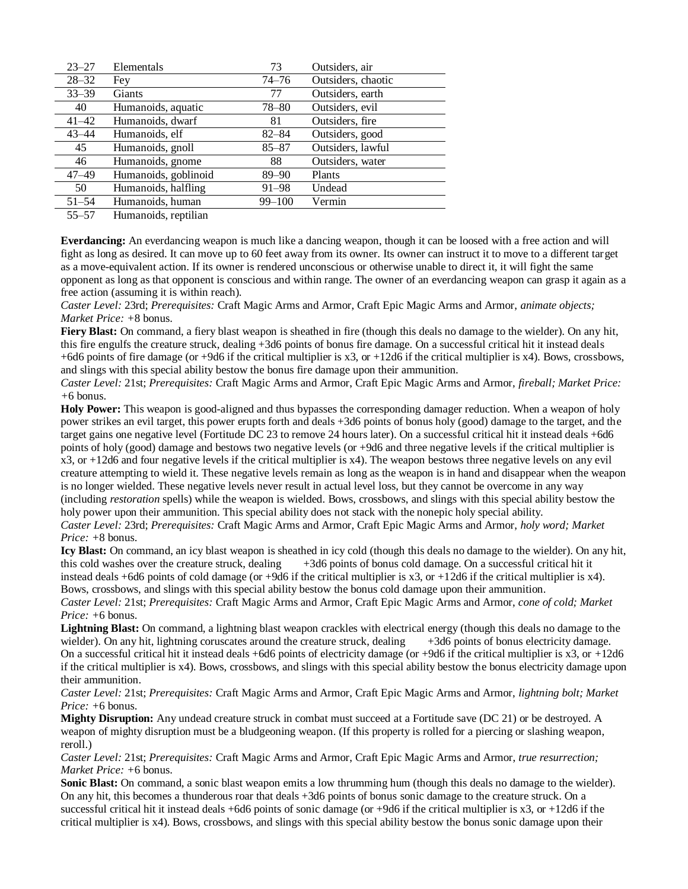| | | | |
|---|---|---|---|
| 23–27 | Elementals | 73 | Outsiders, air |
| 28–32 | Fey | 74–76 | Outsiders, chaotic |
| 33–39 | Giants | 77 | Outsiders, earth |
| 40 | Humanoids, aquatic | 78–80 | Outsiders, evil |
| 41–42 | Humanoids, dwarf | 81 | Outsiders, fire |
| 43–44 | Humanoids, elf | 82–84 | Outsiders, good |
| 45 | Humanoids, gnoll | 85–87 | Outsiders, lawful |
| 46 | Humanoids, gnome | 88 | Outsiders, water |
| 47–49 | Humanoids, goblinoid | 89–90 | Plants |
| 50 | Humanoids, halfling | 91–98 | Undead |
| 51–54 | Humanoids, human | 99–100 | Vermin |
| 55–57 | Humanoids, reptilian | | |

**Everdancing:** An everdancing weapon is much like a dancing weapon, though it can be loosed with a free action and will fight as long as desired. It can move up to 60 feet away from its owner. Its owner can instruct it to move to a different target as a move-equivalent action. If its owner is rendered unconscious or otherwise unable to direct it, it will fight the same opponent as long as that opponent is conscious and within range. The owner of an everdancing weapon can grasp it again as a free action (assuming it is within reach).
*Caster Level:* 23rd; *Prerequisites:* Craft Magic Arms and Armor, Craft Epic Magic Arms and Armor, *animate objects; Market Price:* +8 bonus.

**Fiery Blast:** On command, a fiery blast weapon is sheathed in fire (though this deals no damage to the wielder). On any hit, this fire engulfs the creature struck, dealing +3d6 points of bonus fire damage. On a successful critical hit it instead deals +6d6 points of fire damage (or +9d6 if the critical multiplier is x3, or +12d6 if the critical multiplier is x4). Bows, crossbows, and slings with this special ability bestow the bonus fire damage upon their ammunition.
*Caster Level:* 21st; *Prerequisites:* Craft Magic Arms and Armor, Craft Epic Magic Arms and Armor, *fireball; Market Price:* +6 bonus.

**Holy Power:** This weapon is good-aligned and thus bypasses the corresponding damager reduction. When a weapon of holy power strikes an evil target, this power erupts forth and deals +3d6 points of bonus holy (good) damage to the target, and the target gains one negative level (Fortitude DC 23 to remove 24 hours later). On a successful critical hit it instead deals +6d6 points of holy (good) damage and bestows two negative levels (or +9d6 and three negative levels if the critical multiplier is x3, or +12d6 and four negative levels if the critical multiplier is x4). The weapon bestows three negative levels on any evil creature attempting to wield it. These negative levels remain as long as the weapon is in hand and disappear when the weapon is no longer wielded. These negative levels never result in actual level loss, but they cannot be overcome in any way (including *restoration* spells) while the weapon is wielded. Bows, crossbows, and slings with this special ability bestow the holy power upon their ammunition. This special ability does not stack with the nonepic holy special ability.
*Caster Level:* 23rd; *Prerequisites:* Craft Magic Arms and Armor, Craft Epic Magic Arms and Armor, *holy word; Market Price:* +8 bonus.

**Icy Blast:** On command, an icy blast weapon is sheathed in icy cold (though this deals no damage to the wielder). On any hit, this cold washes over the creature struck, dealing +3d6 points of bonus cold damage. On a successful critical hit it instead deals +6d6 points of cold damage (or +9d6 if the critical multiplier is x3, or +12d6 if the critical multiplier is x4). Bows, crossbows, and slings with this special ability bestow the bonus cold damage upon their ammunition.
*Caster Level:* 21st; *Prerequisites:* Craft Magic Arms and Armor, Craft Epic Magic Arms and Armor, *cone of cold; Market Price:* +6 bonus.

**Lightning Blast:** On command, a lightning blast weapon crackles with electrical energy (though this deals no damage to the wielder). On any hit, lightning coruscates around the creature struck, dealing +3d6 points of bonus electricity damage. On a successful critical hit it instead deals +6d6 points of electricity damage (or +9d6 if the critical multiplier is x3, or +12d6 if the critical multiplier is x4). Bows, crossbows, and slings with this special ability bestow the bonus electricity damage upon their ammunition.
*Caster Level:* 21st; *Prerequisites:* Craft Magic Arms and Armor, Craft Epic Magic Arms and Armor, *lightning bolt; Market Price:* +6 bonus.

**Mighty Disruption:** Any undead creature struck in combat must succeed at a Fortitude save (DC 21) or be destroyed. A weapon of mighty disruption must be a bludgeoning weapon. (If this property is rolled for a piercing or slashing weapon, reroll.)
*Caster Level:* 21st; *Prerequisites:* Craft Magic Arms and Armor, Craft Epic Magic Arms and Armor, *true resurrection; Market Price:* +6 bonus.

**Sonic Blast:** On command, a sonic blast weapon emits a low thrumming hum (though this deals no damage to the wielder). On any hit, this becomes a thunderous roar that deals +3d6 points of bonus sonic damage to the creature struck. On a successful critical hit it instead deals +6d6 points of sonic damage (or +9d6 if the critical multiplier is x3, or +12d6 if the critical multiplier is x4). Bows, crossbows, and slings with this special ability bestow the bonus sonic damage upon their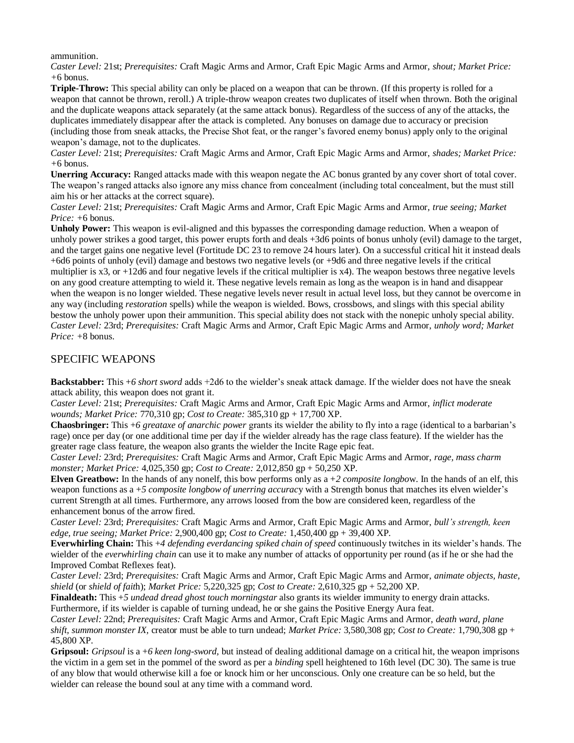ammunition.

*Caster Level:* 21st; *Prerequisites:* Craft Magic Arms and Armor, Craft Epic Magic Arms and Armor, *shout; Market Price:* +6 bonus.

**Triple-Throw:** This special ability can only be placed on a weapon that can be thrown. (If this property is rolled for a weapon that cannot be thrown, reroll.) A triple-throw weapon creates two duplicates of itself when thrown. Both the original and the duplicate weapons attack separately (at the same attack bonus). Regardless of the success of any of the attacks, the duplicates immediately disappear after the attack is completed. Any bonuses on damage due to accuracy or precision (including those from sneak attacks, the Precise Shot feat, or the ranger's favored enemy bonus) apply only to the original weapon's damage, not to the duplicates.

*Caster Level:* 21st; *Prerequisites:* Craft Magic Arms and Armor, Craft Epic Magic Arms and Armor, *shades; Market Price:* +6 bonus.

**Unerring Accuracy:** Ranged attacks made with this weapon negate the AC bonus granted by any cover short of total cover. The weapon's ranged attacks also ignore any miss chance from concealment (including total concealment, but the must still aim his or her attacks at the correct square).

*Caster Level:* 21st; *Prerequisites:* Craft Magic Arms and Armor, Craft Epic Magic Arms and Armor, *true seeing; Market Price:* +6 bonus.

**Unholy Power:** This weapon is evil-aligned and this bypasses the corresponding damage reduction. When a weapon of unholy power strikes a good target, this power erupts forth and deals +3d6 points of bonus unholy (evil) damage to the target, and the target gains one negative level (Fortitude DC 23 to remove 24 hours later). On a successful critical hit it instead deals +6d6 points of unholy (evil) damage and bestows two negative levels (or +9d6 and three negative levels if the critical multiplier is x3, or +12d6 and four negative levels if the critical multiplier is x4). The weapon bestows three negative levels on any good creature attempting to wield it. These negative levels remain as long as the weapon is in hand and disappear when the weapon is no longer wielded. These negative levels never result in actual level loss, but they cannot be overcome in any way (including *restoration* spells) while the weapon is wielded. Bows, crossbows, and slings with this special ability bestow the unholy power upon their ammunition. This special ability does not stack with the nonepic unholy special ability.

*Caster Level:* 23rd; *Prerequisites:* Craft Magic Arms and Armor, Craft Epic Magic Arms and Armor, *unholy word; Market Price:* +8 bonus.

## SPECIFIC WEAPONS

**Backstabber:** This *+6 short sword* adds +2d6 to the wielder's sneak attack damage. If the wielder does not have the sneak attack ability, this weapon does not grant it.

*Caster Level:* 21st; *Prerequisites:* Craft Magic Arms and Armor, Craft Epic Magic Arms and Armor, *inflict moderate wounds; Market Price:* 770,310 gp; *Cost to Create:* 385,310 gp + 17,700 XP.

**Chaosbringer:** This *+6 greataxe of anarchic power* grants its wielder the ability to fly into a rage (identical to a barbarian's rage) once per day (or one additional time per day if the wielder already has the rage class feature). If the wielder has the greater rage class feature, the weapon also grants the wielder the Incite Rage epic feat.

*Caster Level:* 23rd; *Prerequisites:* Craft Magic Arms and Armor, Craft Epic Magic Arms and Armor, *rage, mass charm monster; Market Price:* 4,025,350 gp; *Cost to Create:* 2,012,850 gp + 50,250 XP.

**Elven Greatbow:** In the hands of any nonelf, this bow performs only as a *+2 composite longbow*. In the hands of an elf, this weapon functions as a *+5 composite longbow of unerring accuracy* with a Strength bonus that matches its elven wielder's current Strength at all times. Furthermore, any arrows loosed from the bow are considered keen, regardless of the enhancement bonus of the arrow fired.

*Caster Level:* 23rd; *Prerequisites:* Craft Magic Arms and Armor, Craft Epic Magic Arms and Armor, *bull's strength, keen edge, true seeing; Market Price:* 2,900,400 gp; *Cost to Create:* 1,450,400 gp + 39,400 XP.

**Everwhirling Chain:** This *+4 defending everdancing spiked chain of speed* continuously twitches in its wielder's hands. The wielder of the *everwhirling chain* can use it to make any number of attacks of opportunity per round (as if he or she had the Improved Combat Reflexes feat).

*Caster Level:* 23rd; *Prerequisites:* Craft Magic Arms and Armor, Craft Epic Magic Arms and Armor, *animate objects, haste, shield* (or *shield of faith*); *Market Price:* 5,220,325 gp; *Cost to Create:* 2,610,325 gp + 52,200 XP.

**Finaldeath:** This *+5 undead dread ghost touch morningstar* also grants its wielder immunity to energy drain attacks. Furthermore, if its wielder is capable of turning undead, he or she gains the Positive Energy Aura feat.

*Caster Level:* 22nd; *Prerequisites:* Craft Magic Arms and Armor, Craft Epic Magic Arms and Armor, *death ward, plane shift, summon monster IX,* creator must be able to turn undead; *Market Price:* 3,580,308 gp; *Cost to Create:* 1,790,308 gp + 45,800 XP.

**Gripsoul:** *Gripsoul* is a *+6 keen long-sword,* but instead of dealing additional damage on a critical hit, the weapon imprisons the victim in a gem set in the pommel of the sword as per a *binding* spell heightened to 16th level (DC 30). The same is true of any blow that would otherwise kill a foe or knock him or her unconscious. Only one creature can be so held, but the wielder can release the bound soul at any time with a command word.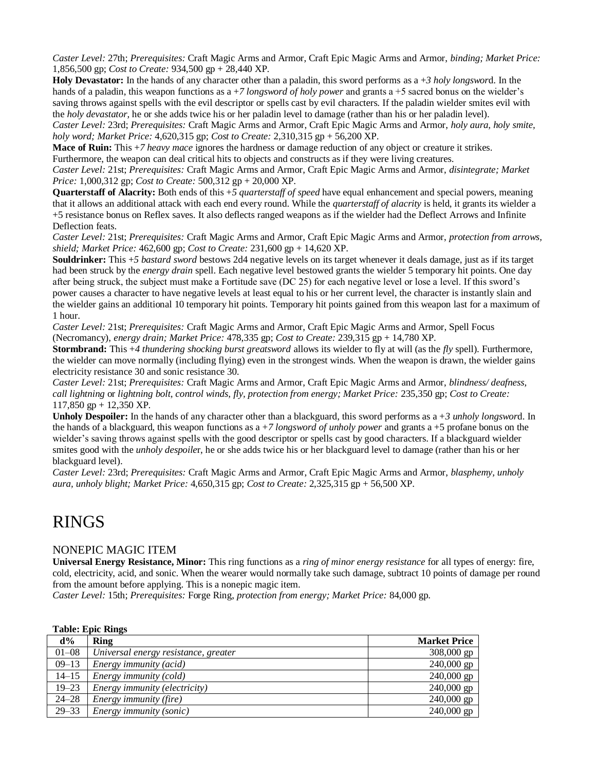*Caster Level:* 27th; *Prerequisites:* Craft Magic Arms and Armor, Craft Epic Magic Arms and Armor, *binding; Market Price:* 1,856,500 gp; *Cost to Create:* 934,500 gp + 28,440 XP.

**Holy Devastator:** In the hands of any character other than a paladin, this sword performs as a *+3 holy longswor*d. In the hands of a paladin, this weapon functions as a *+7 longsword of holy power* and grants a +5 sacred bonus on the wielder's saving throws against spells with the evil descriptor or spells cast by evil characters. If the paladin wielder smites evil with the *holy devastator*, he or she adds twice his or her paladin level to damage (rather than his or her paladin level).

*Caster Level:* 23rd; *Prerequisites:* Craft Magic Arms and Armor, Craft Epic Magic Arms and Armor, *holy aura, holy smite, holy word; Market Price:* 4,620,315 gp; *Cost to Create:* 2,310,315 gp + 56,200 XP.

**Mace of Ruin:** This *+7 heavy mace* ignores the hardness or damage reduction of any object or creature it strikes. Furthermore, the weapon can deal critical hits to objects and constructs as if they were living creatures.

*Caster Level:* 21st; *Prerequisites:* Craft Magic Arms and Armor, Craft Epic Magic Arms and Armor, *disintegrate; Market Price:* 1,000,312 gp; *Cost to Create:* 500,312 gp + 20,000 XP.

**Quarterstaff of Alacrity:** Both ends of this *+5 quarterstaff of speed* have equal enhancement and special powers, meaning that it allows an additional attack with each end every round. While the *quarterstaff of alacrity* is held, it grants its wielder a +5 resistance bonus on Reflex saves. It also deflects ranged weapons as if the wielder had the Deflect Arrows and Infinite Deflection feats.

*Caster Level:* 21st; *Prerequisites:* Craft Magic Arms and Armor, Craft Epic Magic Arms and Armor, *protection from arrows, shield; Market Price:* 462,600 gp; *Cost to Create:* 231,600 gp + 14,620 XP.

**Souldrinker:** This *+5 bastard sword* bestows 2d4 negative levels on its target whenever it deals damage, just as if its target had been struck by the *energy drain* spell. Each negative level bestowed grants the wielder 5 temporary hit points. One day after being struck, the subject must make a Fortitude save (DC 25) for each negative level or lose a level. If this sword's power causes a character to have negative levels at least equal to his or her current level, the character is instantly slain and the wielder gains an additional 10 temporary hit points. Temporary hit points gained from this weapon last for a maximum of 1 hour.

*Caster Level:* 21st; *Prerequisites:* Craft Magic Arms and Armor, Craft Epic Magic Arms and Armor, Spell Focus (Necromancy), *energy drain; Market Price:* 478,335 gp; *Cost to Create:* 239,315 gp + 14,780 XP.

**Stormbrand:** This *+4 thundering shocking burst greatsword* allows its wielder to fly at will (as the *fly* spell). Furthermore, the wielder can move normally (including flying) even in the strongest winds. When the weapon is drawn, the wielder gains electricity resistance 30 and sonic resistance 30.

*Caster Level:* 21st; *Prerequisites:* Craft Magic Arms and Armor, Craft Epic Magic Arms and Armor, *blindness/ deafness, call lightning* or *lightning bolt, control winds, fly, protection from energy; Market Price:* 235,350 gp; *Cost to Create:* 117,850 gp + 12,350 XP.

**Unholy Despoiler:** In the hands of any character other than a blackguard, this sword performs as a *+3 unholy longswor*d. In the hands of a blackguard, this weapon functions as a *+7 longsword of unholy power* and grants a +5 profane bonus on the wielder's saving throws against spells with the good descriptor or spells cast by good characters. If a blackguard wielder smites good with the *unholy despoile*r, he or she adds twice his or her blackguard level to damage (rather than his or her blackguard level).

*Caster Level:* 23rd; *Prerequisites:* Craft Magic Arms and Armor, Craft Epic Magic Arms and Armor, *blasphemy, unholy aura, unholy blight; Market Price:* 4,650,315 gp; *Cost to Create:* 2,325,315 gp + 56,500 XP.

# RINGS

## NONEPIC MAGIC ITEM

**Universal Energy Resistance, Minor:** This ring functions as a *ring of minor energy resistance* for all types of energy: fire, cold, electricity, acid, and sonic. When the wearer would normally take such damage, subtract 10 points of damage per round from the amount before applying. This is a nonepic magic item.

*Caster Level:* 15th; *Prerequisites:* Forge Ring, *protection from energy; Market Price:* 84,000 gp.

**Table: Epic Rings**

| d% | Ring | Market Price |
|---|---|---|
| 01–08 | *Universal energy resistance, greater* | 308,000 gp |
| 09–13 | *Energy immunity (acid)* | 240,000 gp |
| 14–15 | *Energy immunity (cold)* | 240,000 gp |
| 19–23 | *Energy immunity (electricity)* | 240,000 gp |
| 24–28 | *Energy immunity (fire)* | 240,000 gp |
| 29–33 | *Energy immunity (sonic)* | 240,000 gp |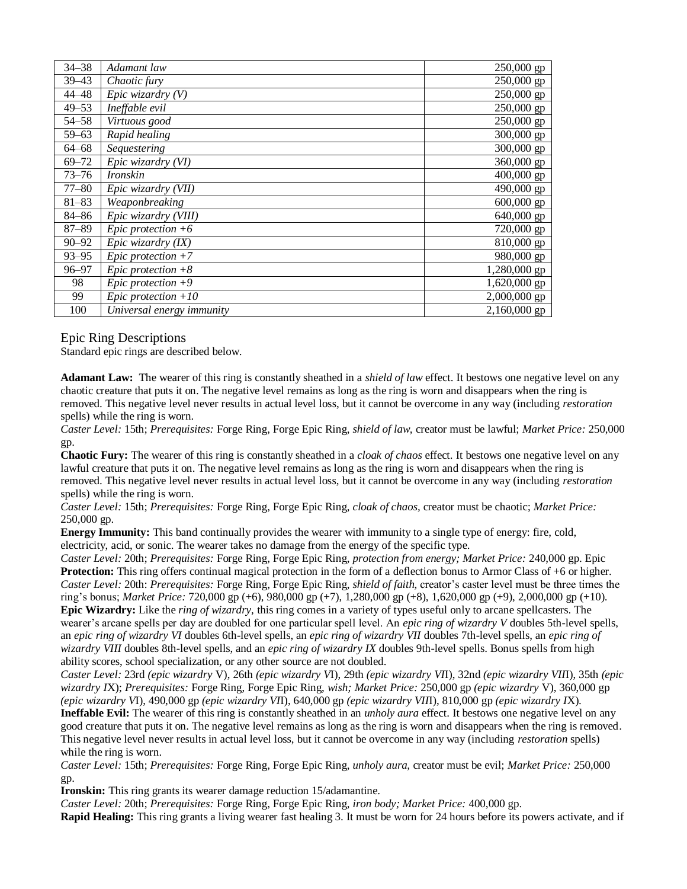| | | |
|---|---|---|
| 34–38 | *Adamant law* | 250,000 gp |
| 39–43 | *Chaotic fury* | 250,000 gp |
| 44–48 | *Epic wizardry (V)* | 250,000 gp |
| 49–53 | *Ineffable evil* | 250,000 gp |
| 54–58 | *Virtuous good* | 250,000 gp |
| 59–63 | *Rapid healing* | 300,000 gp |
| 64–68 | *Sequestering* | 300,000 gp |
| 69–72 | *Epic wizardry (VI)* | 360,000 gp |
| 73–76 | *Ironskin* | 400,000 gp |
| 77–80 | *Epic wizardry (VII)* | 490,000 gp |
| 81–83 | *Weaponbreaking* | 600,000 gp |
| 84–86 | *Epic wizardry (VIII)* | 640,000 gp |
| 87–89 | *Epic protection +6* | 720,000 gp |
| 90–92 | *Epic wizardry (IX)* | 810,000 gp |
| 93–95 | *Epic protection +7* | 980,000 gp |
| 96–97 | *Epic protection +8* | 1,280,000 gp |
| 98 | *Epic protection +9* | 1,620,000 gp |
| 99 | *Epic protection +10* | 2,000,000 gp |
| 100 | *Universal energy immunity* | 2,160,000 gp |

## Epic Ring Descriptions

Standard epic rings are described below.

**Adamant Law:** The wearer of this ring is constantly sheathed in a *shield of law* effect. It bestows one negative level on any chaotic creature that puts it on. The negative level remains as long as the ring is worn and disappears when the ring is removed. This negative level never results in actual level loss, but it cannot be overcome in any way (including *restoration* spells) while the ring is worn.
*Caster Level:* 15th; *Prerequisites:* Forge Ring, Forge Epic Ring, *shield of law,* creator must be lawful; *Market Price:* 250,000 gp.

**Chaotic Fury:** The wearer of this ring is constantly sheathed in a *cloak of chaos* effect. It bestows one negative level on any lawful creature that puts it on. The negative level remains as long as the ring is worn and disappears when the ring is removed. This negative level never results in actual level loss, but it cannot be overcome in any way (including *restoration* spells) while the ring is worn.
*Caster Level:* 15th; *Prerequisites:* Forge Ring, Forge Epic Ring, *cloak of chaos,* creator must be chaotic; *Market Price:* 250,000 gp.

**Energy Immunity:** This band continually provides the wearer with immunity to a single type of energy: fire, cold, electricity, acid, or sonic. The wearer takes no damage from the energy of the specific type.
*Caster Level:* 20th; *Prerequisites:* Forge Ring, Forge Epic Ring, *protection from energy; Market Price:* 240,000 gp. Epic

**Protection:** This ring offers continual magical protection in the form of a deflection bonus to Armor Class of +6 or higher.
*Caster Level:* 20th: *Prerequisites:* Forge Ring, Forge Epic Ring, *shield of faith,* creator's caster level must be three times the ring's bonus; *Market Price:* 720,000 gp (+6), 980,000 gp (+7), 1,280,000 gp (+8), 1,620,000 gp (+9), 2,000,000 gp (+10).

**Epic Wizardry:** Like the *ring of wizardry,* this ring comes in a variety of types useful only to arcane spellcasters. The wearer's arcane spells per day are doubled for one particular spell level. An *epic ring of wizardry V* doubles 5th-level spells, an *epic ring of wizardry VI* doubles 6th-level spells, an *epic ring of wizardry VII* doubles 7th-level spells, an *epic ring of wizardry VIII* doubles 8th-level spells, and an *epic ring of wizardry IX* doubles 9th-level spells. Bonus spells from high ability scores, school specialization, or any other source are not doubled.
*Caster Level:* 23rd *(epic wizardry* V), 26th *(epic wizardry V*I), 29th *(epic wizardry VI*I), 32nd *(epic wizardry VII*I), 35th *(epic wizardry I*X); *Prerequisites:* Forge Ring, Forge Epic Ring, *wish; Market Price:* 250,000 gp *(epic wizardry* V), 360,000 gp *(epic wizardry V*I), 490,000 gp *(epic wizardry VI*I), 640,000 gp *(epic wizardry VII*I), 810,000 gp *(epic wizardry I*X).

**Ineffable Evil:** The wearer of this ring is constantly sheathed in an *unholy aura* effect. It bestows one negative level on any good creature that puts it on. The negative level remains as long as the ring is worn and disappears when the ring is removed. This negative level never results in actual level loss, but it cannot be overcome in any way (including *restoration* spells) while the ring is worn.
*Caster Level:* 15th; *Prerequisites:* Forge Ring, Forge Epic Ring, *unholy aura,* creator must be evil; *Market Price:* 250,000 gp.

**Ironskin:** This ring grants its wearer damage reduction 15/adamantine.
*Caster Level:* 20th; *Prerequisites:* Forge Ring, Forge Epic Ring, *iron body; Market Price:* 400,000 gp.

**Rapid Healing:** This ring grants a living wearer fast healing 3. It must be worn for 24 hours before its powers activate, and if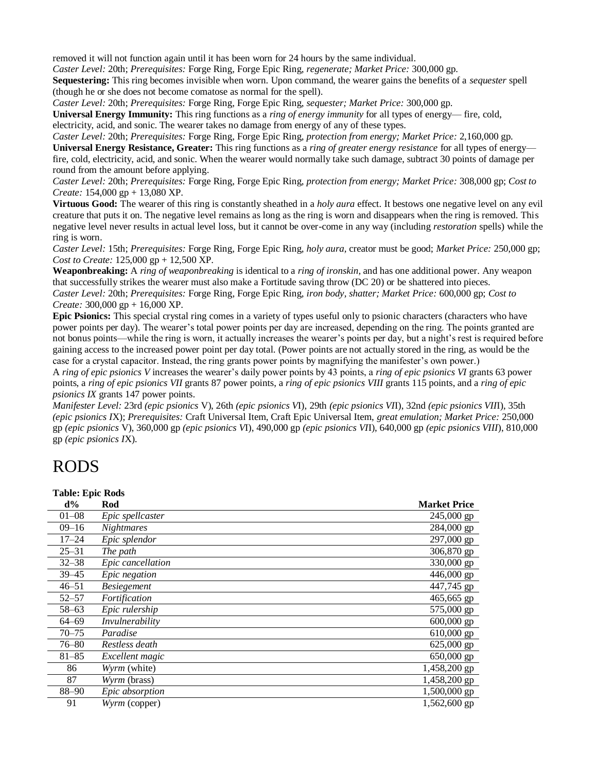removed it will not function again until it has been worn for 24 hours by the same individual.

*Caster Level:* 20th; *Prerequisites:* Forge Ring, Forge Epic Ring, *regenerate; Market Price:* 300,000 gp.

**Sequestering:** This ring becomes invisible when worn. Upon command, the wearer gains the benefits of a *sequester* spell (though he or she does not become comatose as normal for the spell).

*Caster Level:* 20th; *Prerequisites:* Forge Ring, Forge Epic Ring, *sequester; Market Price:* 300,000 gp.

**Universal Energy Immunity:** This ring functions as a *ring of energy immunity* for all types of energy— fire, cold, electricity, acid, and sonic. The wearer takes no damage from energy of any of these types.

*Caster Level:* 20th; *Prerequisites:* Forge Ring, Forge Epic Ring, *protection from energy; Market Price:* 2,160,000 gp.

**Universal Energy Resistance, Greater:** This ring functions as a *ring of greater energy resistance* for all types of energy— fire, cold, electricity, acid, and sonic. When the wearer would normally take such damage, subtract 30 points of damage per round from the amount before applying.

*Caster Level:* 20th; *Prerequisites:* Forge Ring, Forge Epic Ring, *protection from energy; Market Price:* 308,000 gp; *Cost to Create:* 154,000 gp + 13,080 XP.

**Virtuous Good:** The wearer of this ring is constantly sheathed in a *holy aura* effect. It bestows one negative level on any evil creature that puts it on. The negative level remains as long as the ring is worn and disappears when the ring is removed. This negative level never results in actual level loss, but it cannot be over-come in any way (including *restoration* spells) while the ring is worn.

*Caster Level:* 15th; *Prerequisites:* Forge Ring, Forge Epic Ring, *holy aura*, creator must be good; *Market Price:* 250,000 gp; *Cost to Create:* 125,000 gp + 12,500 XP.

**Weaponbreaking:** A *ring of weaponbreaking* is identical to a *ring of ironskin*, and has one additional power. Any weapon that successfully strikes the wearer must also make a Fortitude saving throw (DC 20) or be shattered into pieces.

*Caster Level:* 20th; *Prerequisites:* Forge Ring, Forge Epic Ring, *iron body, shatter; Market Price:* 600,000 gp; *Cost to Create:* 300,000 gp + 16,000 XP.

**Epic Psionics:** This special crystal ring comes in a variety of types useful only to psionic characters (characters who have power points per day). The wearer's total power points per day are increased, depending on the ring. The points granted are not bonus points—while the ring is worn, it actually increases the wearer's points per day, but a night's rest is required before gaining access to the increased power point per day total. (Power points are not actually stored in the ring, as would be the case for a crystal capacitor. Instead, the ring grants power points by magnifying the manifester's own power.)

A *ring of epic psionics V* increases the wearer's daily power points by 43 points, a *ring of epic psionics VI* grants 63 power points, a *ring of epic psionics VII* grants 87 power points, a *ring of epic psionics VIII* grants 115 points, and a *ring of epic psionics IX* grants 147 power points.

*Manifester Level:* 23rd *(epic psionics* V), 26th *(epic psionics V*I), 29th *(epic psionics VI*I), 32nd *(epic psionics VII*I), 35th *(epic psionics I*X); *Prerequisites:* Craft Universal Item, Craft Epic Universal Item, *great emulation; Market Price:* 250,000 gp *(epic psionics* V), 360,000 gp *(epic psionics V*I), 490,000 gp *(epic psionics VI*I), 640,000 gp *(epic psionics VIII*), 810,000 gp *(epic psionics I*X).

# RODS

**Table: Epic Rods**

| d% | Rod | Market Price |
|---|---|---|
| 01–08 | *Epic spellcaster* | 245,000 gp |
| 09–16 | *Nightmares* | 284,000 gp |
| 17–24 | *Epic splendor* | 297,000 gp |
| 25–31 | *The path* | 306,870 gp |
| 32–38 | *Epic cancellation* | 330,000 gp |
| 39–45 | *Epic negation* | 446,000 gp |
| 46–51 | *Besiegement* | 447,745 gp |
| 52–57 | *Fortification* | 465,665 gp |
| 58–63 | *Epic rulership* | 575,000 gp |
| 64–69 | *Invulnerability* | 600,000 gp |
| 70–75 | *Paradise* | 610,000 gp |
| 76–80 | *Restless death* | 625,000 gp |
| 81–85 | *Excellent magic* | 650,000 gp |
| 86 | *Wyrm* (white) | 1,458,200 gp |
| 87 | *Wyrm* (brass) | 1,458,200 gp |
| 88–90 | *Epic absorption* | 1,500,000 gp |
| 91 | *Wyrm* (copper) | 1,562,600 gp |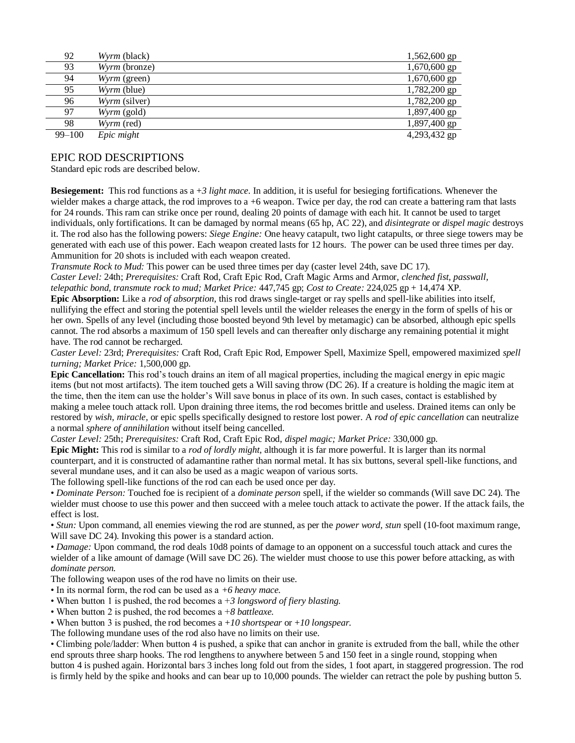| | | |
|---|---|---|
| 92 | *Wyrm* (black) | 1,562,600 gp |
| 93 | *Wyrm* (bronze) | 1,670,600 gp |
| 94 | *Wyrm* (green) | 1,670,600 gp |
| 95 | *Wyrm* (blue) | 1,782,200 gp |
| 96 | *Wyrm* (silver) | 1,782,200 gp |
| 97 | *Wyrm* (gold) | 1,897,400 gp |
| 98 | *Wyrm* (red) | 1,897,400 gp |
| 99–100 | *Epic might* | 4,293,432 gp |

## EPIC ROD DESCRIPTIONS

Standard epic rods are described below.

**Besiegement:** This rod functions as a *+3 light mace.* In addition, it is useful for besieging fortifications. Whenever the wielder makes a charge attack, the rod improves to a +6 weapon. Twice per day, the rod can create a battering ram that lasts for 24 rounds. This ram can strike once per round, dealing 20 points of damage with each hit. It cannot be used to target individuals, only fortifications. It can be damaged by normal means (65 hp, AC 22), and *disintegrate* or *dispel magic* destroys it. The rod also has the following powers: *Siege Engine:* One heavy catapult, two light catapults, or three siege towers may be generated with each use of this power. Each weapon created lasts for 12 hours. The power can be used three times per day. Ammunition for 20 shots is included with each weapon created.

*Transmute Rock to Mud:* This power can be used three times per day (caster level 24th, save DC 17).

*Caster Level:* 24th; *Prerequisites:* Craft Rod, Craft Epic Rod, Craft Magic Arms and Armor, *clenched fist, passwall, telepathic bond, transmute rock to mud; Market Price:* 447,745 gp; *Cost to Create:* 224,025 gp + 14,474 XP.

**Epic Absorption:** Like a *rod of absorption,* this rod draws single-target or ray spells and spell-like abilities into itself, nullifying the effect and storing the potential spell levels until the wielder releases the energy in the form of spells of his or her own. Spells of any level (including those boosted beyond 9th level by metamagic) can be absorbed, although epic spells cannot. The rod absorbs a maximum of 150 spell levels and can thereafter only discharge any remaining potential it might have. The rod cannot be recharged.

*Caster Level:* 23rd; *Prerequisites:* Craft Rod, Craft Epic Rod, Empower Spell, Maximize Spell, empowered maximized *spell turning; Market Price:* 1,500,000 gp.

**Epic Cancellation:** This rod's touch drains an item of all magical properties, including the magical energy in epic magic items (but not most artifacts). The item touched gets a Will saving throw (DC 26). If a creature is holding the magic item at the time, then the item can use the holder's Will save bonus in place of its own. In such cases, contact is established by making a melee touch attack roll. Upon draining three items, the rod becomes brittle and useless. Drained items can only be restored by *wish, miracle,* or epic spells specifically designed to restore lost power. A *rod of epic cancellation* can neutralize a normal *sphere of annihilation* without itself being cancelled.

*Caster Level:* 25th; *Prerequisites:* Craft Rod, Craft Epic Rod, *dispel magic; Market Price:* 330,000 gp.

**Epic Might:** This rod is similar to a *rod of lordly might,* although it is far more powerful. It is larger than its normal counterpart, and it is constructed of adamantine rather than normal metal. It has six buttons, several spell-like functions, and several mundane uses, and it can also be used as a magic weapon of various sorts.

The following spell-like functions of the rod can each be used once per day.

- *Dominate Person:* Touched foe is recipient of a *dominate person* spell, if the wielder so commands (Will save DC 24). The wielder must choose to use this power and then succeed with a melee touch attack to activate the power. If the attack fails, the effect is lost.
- *Stun:* Upon command, all enemies viewing the rod are stunned, as per the *power word, stun* spell (10-foot maximum range, Will save DC 24). Invoking this power is a standard action.
- *Damage:* Upon command, the rod deals 10d8 points of damage to an opponent on a successful touch attack and cures the wielder of a like amount of damage (Will save DC 26). The wielder must choose to use this power before attacking, as with *dominate person.*

The following weapon uses of the rod have no limits on their use.

- In its normal form, the rod can be used as a *+6 heavy mace.*
- When button 1 is pushed, the rod becomes a *+3 longsword of fiery blasting.*
- When button 2 is pushed, the rod becomes a *+8 battleaxe.*
- When button 3 is pushed, the rod becomes a *+10 shortspear* or *+10 longspear.*

The following mundane uses of the rod also have no limits on their use.

- Climbing pole/ladder: When button 4 is pushed, a spike that can anchor in granite is extruded from the ball, while the other end sprouts three sharp hooks. The rod lengthens to anywhere between 5 and 150 feet in a single round, stopping when button 4 is pushed again. Horizontal bars 3 inches long fold out from the sides, 1 foot apart, in staggered progression. The rod is firmly held by the spike and hooks and can bear up to 10,000 pounds. The wielder can retract the pole by pushing button 5.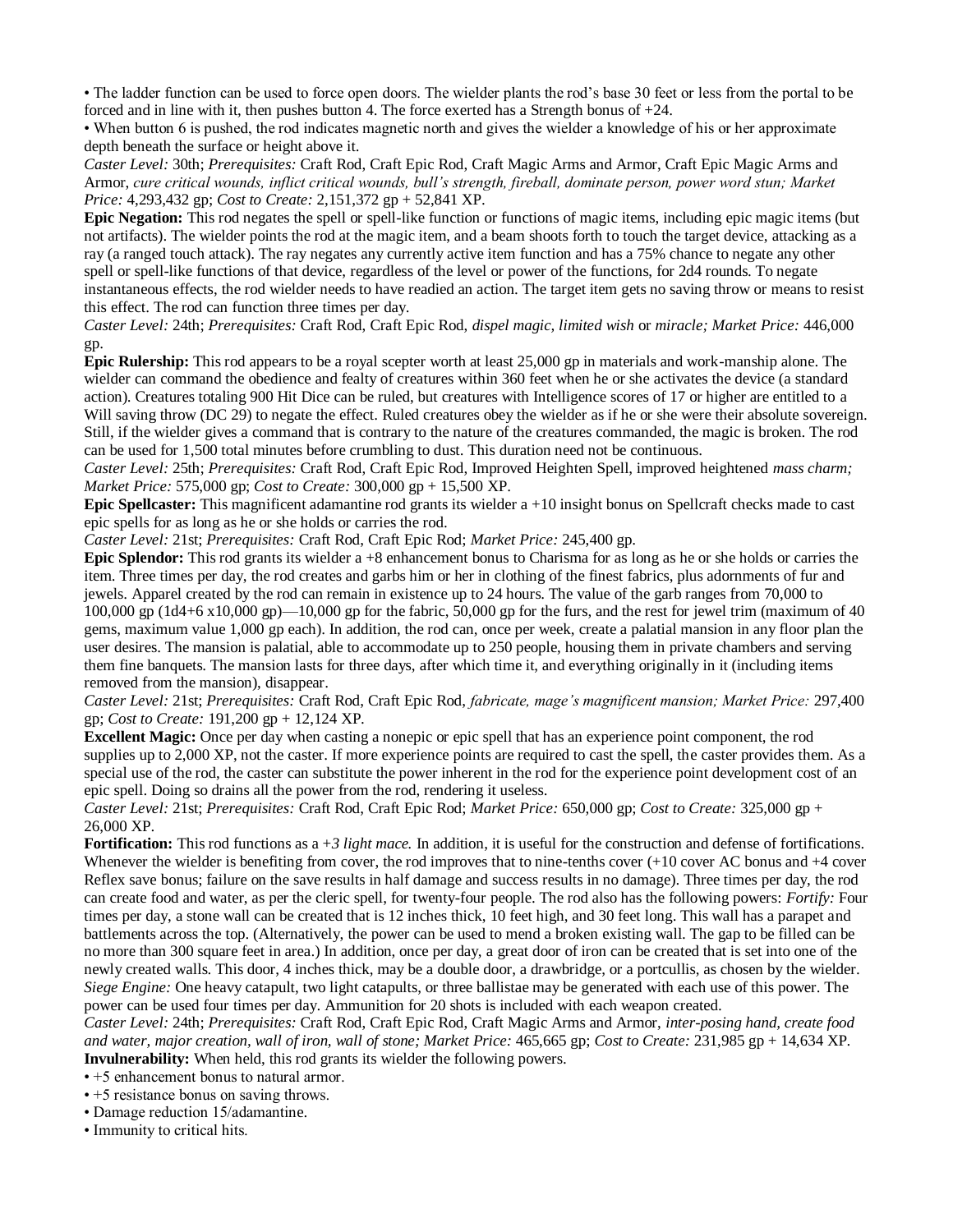• The ladder function can be used to force open doors. The wielder plants the rod's base 30 feet or less from the portal to be forced and in line with it, then pushes button 4. The force exerted has a Strength bonus of +24.

• When button 6 is pushed, the rod indicates magnetic north and gives the wielder a knowledge of his or her approximate depth beneath the surface or height above it.

*Caster Level:* 30th; *Prerequisites:* Craft Rod, Craft Epic Rod, Craft Magic Arms and Armor, Craft Epic Magic Arms and Armor, *cure critical wounds, inflict critical wounds, bull's strength, fireball, dominate person, power word stun; Market Price:* 4,293,432 gp; *Cost to Create:* 2,151,372 gp + 52,841 XP.

**Epic Negation:** This rod negates the spell or spell-like function or functions of magic items, including epic magic items (but not artifacts). The wielder points the rod at the magic item, and a beam shoots forth to touch the target device, attacking as a ray (a ranged touch attack). The ray negates any currently active item function and has a 75% chance to negate any other spell or spell-like functions of that device, regardless of the level or power of the functions, for 2d4 rounds. To negate instantaneous effects, the rod wielder needs to have readied an action. The target item gets no saving throw or means to resist this effect. The rod can function three times per day.

*Caster Level:* 24th; *Prerequisites:* Craft Rod, Craft Epic Rod, *dispel magic, limited wish* or *miracle; Market Price:* 446,000 gp.

**Epic Rulership:** This rod appears to be a royal scepter worth at least 25,000 gp in materials and work-manship alone. The wielder can command the obedience and fealty of creatures within 360 feet when he or she activates the device (a standard action). Creatures totaling 900 Hit Dice can be ruled, but creatures with Intelligence scores of 17 or higher are entitled to a Will saving throw (DC 29) to negate the effect. Ruled creatures obey the wielder as if he or she were their absolute sovereign. Still, if the wielder gives a command that is contrary to the nature of the creatures commanded, the magic is broken. The rod can be used for 1,500 total minutes before crumbling to dust. This duration need not be continuous.

*Caster Level:* 25th; *Prerequisites:* Craft Rod, Craft Epic Rod, Improved Heighten Spell, improved heightened *mass charm; Market Price:* 575,000 gp; *Cost to Create:* 300,000 gp + 15,500 XP.

**Epic Spellcaster:** This magnificent adamantine rod grants its wielder a +10 insight bonus on Spellcraft checks made to cast epic spells for as long as he or she holds or carries the rod.

*Caster Level:* 21st; *Prerequisites:* Craft Rod, Craft Epic Rod; *Market Price:* 245,400 gp.

**Epic Splendor:** This rod grants its wielder a +8 enhancement bonus to Charisma for as long as he or she holds or carries the item. Three times per day, the rod creates and garbs him or her in clothing of the finest fabrics, plus adornments of fur and jewels. Apparel created by the rod can remain in existence up to 24 hours. The value of the garb ranges from 70,000 to 100,000 gp (1d4+6 x10,000 gp)—10,000 gp for the fabric, 50,000 gp for the furs, and the rest for jewel trim (maximum of 40 gems, maximum value 1,000 gp each). In addition, the rod can, once per week, create a palatial mansion in any floor plan the user desires. The mansion is palatial, able to accommodate up to 250 people, housing them in private chambers and serving them fine banquets. The mansion lasts for three days, after which time it, and everything originally in it (including items removed from the mansion), disappear.

*Caster Level:* 21st; *Prerequisites:* Craft Rod, Craft Epic Rod, *fabricate, mage's magnificent mansion; Market Price:* 297,400 gp; *Cost to Create:* 191,200 gp + 12,124 XP.

**Excellent Magic:** Once per day when casting a nonepic or epic spell that has an experience point component, the rod supplies up to 2,000 XP, not the caster. If more experience points are required to cast the spell, the caster provides them. As a special use of the rod, the caster can substitute the power inherent in the rod for the experience point development cost of an epic spell. Doing so drains all the power from the rod, rendering it useless.

*Caster Level:* 21st; *Prerequisites:* Craft Rod, Craft Epic Rod; *Market Price:* 650,000 gp; *Cost to Create:* 325,000 gp + 26,000 XP.

**Fortification:** This rod functions as a *+3 light mace.* In addition, it is useful for the construction and defense of fortifications. Whenever the wielder is benefiting from cover, the rod improves that to nine-tenths cover (+10 cover AC bonus and +4 cover Reflex save bonus; failure on the save results in half damage and success results in no damage). Three times per day, the rod can create food and water, as per the cleric spell, for twenty-four people. The rod also has the following powers: *Fortify:* Four times per day, a stone wall can be created that is 12 inches thick, 10 feet high, and 30 feet long. This wall has a parapet and battlements across the top. (Alternatively, the power can be used to mend a broken existing wall. The gap to be filled can be no more than 300 square feet in area.) In addition, once per day, a great door of iron can be created that is set into one of the newly created walls. This door, 4 inches thick, may be a double door, a drawbridge, or a portcullis, as chosen by the wielder. *Siege Engine:* One heavy catapult, two light catapults, or three ballistae may be generated with each use of this power. The power can be used four times per day. Ammunition for 20 shots is included with each weapon created.

*Caster Level:* 24th; *Prerequisites:* Craft Rod, Craft Epic Rod, Craft Magic Arms and Armor, *inter-posing hand, create food and water, major creation, wall of iron, wall of stone; Market Price:* 465,665 gp; *Cost to Create:* 231,985 gp + 14,634 XP.

**Invulnerability:** When held, this rod grants its wielder the following powers.

• +5 enhancement bonus to natural armor.

• +5 resistance bonus on saving throws.

• Damage reduction 15/adamantine.

• Immunity to critical hits.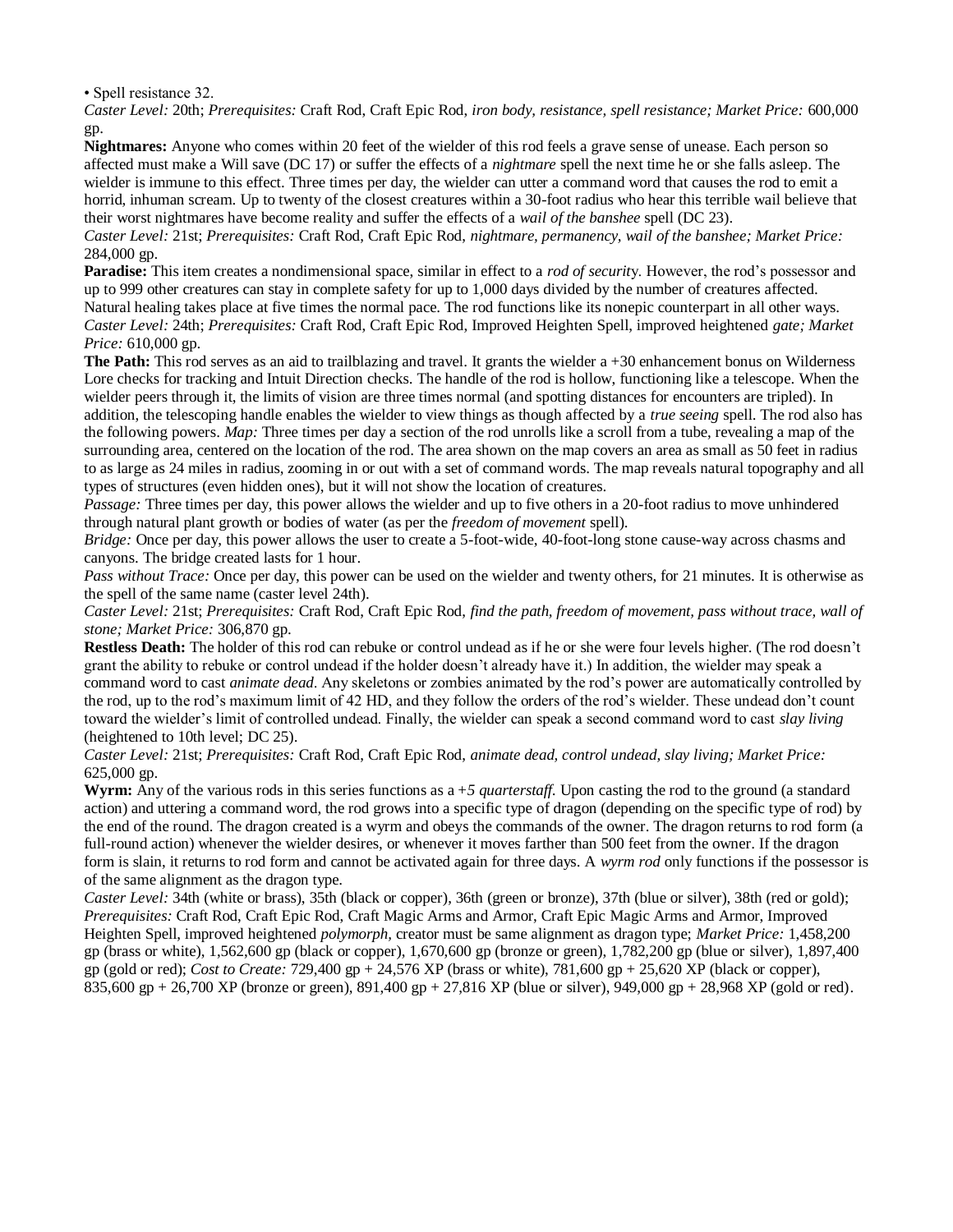• Spell resistance 32.

*Caster Level:* 20th; *Prerequisites:* Craft Rod, Craft Epic Rod, *iron body, resistance, spell resistance; Market Price:* 600,000 gp.

**Nightmares:** Anyone who comes within 20 feet of the wielder of this rod feels a grave sense of unease. Each person so affected must make a Will save (DC 17) or suffer the effects of a *nightmare* spell the next time he or she falls asleep. The wielder is immune to this effect. Three times per day, the wielder can utter a command word that causes the rod to emit a horrid, inhuman scream. Up to twenty of the closest creatures within a 30-foot radius who hear this terrible wail believe that their worst nightmares have become reality and suffer the effects of a *wail of the banshee* spell (DC 23).

*Caster Level:* 21st; *Prerequisites:* Craft Rod, Craft Epic Rod, *nightmare, permanency, wail of the banshee; Market Price:* 284,000 gp.

**Paradise:** This item creates a nondimensional space, similar in effect to a *rod of security*. However, the rod's possessor and up to 999 other creatures can stay in complete safety for up to 1,000 days divided by the number of creatures affected. Natural healing takes place at five times the normal pace. The rod functions like its nonepic counterpart in all other ways.

*Caster Level:* 24th; *Prerequisites:* Craft Rod, Craft Epic Rod, Improved Heighten Spell, improved heightened *gate; Market Price:* 610,000 gp.

**The Path:** This rod serves as an aid to trailblazing and travel. It grants the wielder a +30 enhancement bonus on Wilderness Lore checks for tracking and Intuit Direction checks. The handle of the rod is hollow, functioning like a telescope. When the wielder peers through it, the limits of vision are three times normal (and spotting distances for encounters are tripled). In addition, the telescoping handle enables the wielder to view things as though affected by a *true seeing* spell. The rod also has the following powers. *Map:* Three times per day a section of the rod unrolls like a scroll from a tube, revealing a map of the surrounding area, centered on the location of the rod. The area shown on the map covers an area as small as 50 feet in radius to as large as 24 miles in radius, zooming in or out with a set of command words. The map reveals natural topography and all types of structures (even hidden ones), but it will not show the location of creatures.

*Passage:* Three times per day, this power allows the wielder and up to five others in a 20-foot radius to move unhindered through natural plant growth or bodies of water (as per the *freedom of movement* spell).

*Bridge:* Once per day, this power allows the user to create a 5-foot-wide, 40-foot-long stone cause-way across chasms and canyons. The bridge created lasts for 1 hour.

*Pass without Trace:* Once per day, this power can be used on the wielder and twenty others, for 21 minutes. It is otherwise as the spell of the same name (caster level 24th).

*Caster Level:* 21st; *Prerequisites:* Craft Rod, Craft Epic Rod, *find the path, freedom of movement, pass without trace, wall of stone; Market Price:* 306,870 gp.

**Restless Death:** The holder of this rod can rebuke or control undead as if he or she were four levels higher. (The rod doesn't grant the ability to rebuke or control undead if the holder doesn't already have it.) In addition, the wielder may speak a command word to cast *animate dead*. Any skeletons or zombies animated by the rod's power are automatically controlled by the rod, up to the rod's maximum limit of 42 HD, and they follow the orders of the rod's wielder. These undead don't count toward the wielder's limit of controlled undead. Finally, the wielder can speak a second command word to cast *slay living* (heightened to 10th level; DC 25).

*Caster Level:* 21st; *Prerequisites:* Craft Rod, Craft Epic Rod, *animate dead, control undead, slay living; Market Price:* 625,000 gp.

**Wyrm:** Any of the various rods in this series functions as a *+5 quarterstaff*. Upon casting the rod to the ground (a standard action) and uttering a command word, the rod grows into a specific type of dragon (depending on the specific type of rod) by the end of the round. The dragon created is a wyrm and obeys the commands of the owner. The dragon returns to rod form (a full-round action) whenever the wielder desires, or whenever it moves farther than 500 feet from the owner. If the dragon form is slain, it returns to rod form and cannot be activated again for three days. A *wyrm rod* only functions if the possessor is of the same alignment as the dragon type.

*Caster Level:* 34th (white or brass), 35th (black or copper), 36th (green or bronze), 37th (blue or silver), 38th (red or gold); *Prerequisites:* Craft Rod, Craft Epic Rod, Craft Magic Arms and Armor, Craft Epic Magic Arms and Armor, Improved Heighten Spell, improved heightened *polymorph*, creator must be same alignment as dragon type; *Market Price:* 1,458,200 gp (brass or white), 1,562,600 gp (black or copper), 1,670,600 gp (bronze or green), 1,782,200 gp (blue or silver), 1,897,400 gp (gold or red); *Cost to Create:* 729,400 gp + 24,576 XP (brass or white), 781,600 gp + 25,620 XP (black or copper), 835,600 gp + 26,700 XP (bronze or green), 891,400 gp + 27,816 XP (blue or silver), 949,000 gp + 28,968 XP (gold or red).